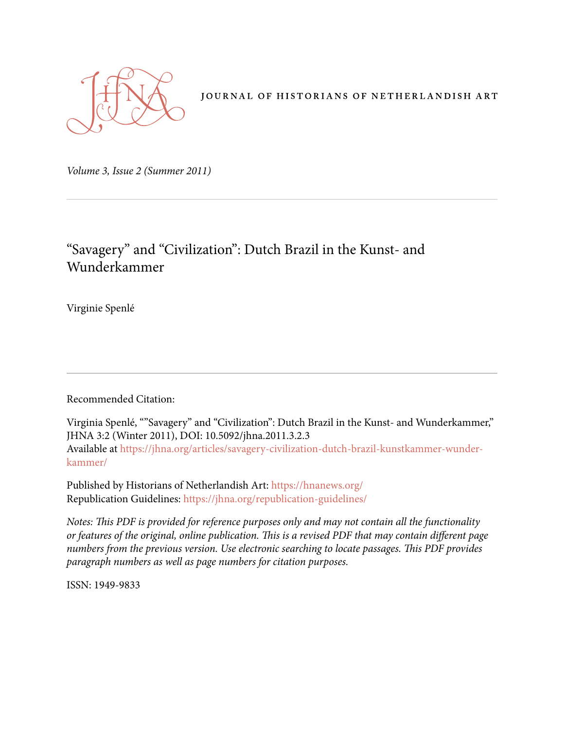JOURNAL OF HISTORIANS OF NETHERLANDISH ART

*Volume 3, Issue 2 (Summer 2011)*

# “Savagery” and “Civilization”: Dutch Brazil in the Kunst- and Wunderkammer

Virginie Spenlé

Recommended Citation:

Virginia Spenlé, “”Savagery” and “Civilization”: Dutch Brazil in the Kunst- and Wunderkammer,” JHNA 3:2 (Winter 2011), DOI: 10.5092/jhna.2011.3.2.3
Available at https://jhna.org/articles/savagery-civilization-dutch-brazil-kunstkammer-wunder-kammer/

Published by Historians of Netherlandish Art: https://hnanews.org/
Republication Guidelines: https://jhna.org/republication-guidelines/

*Notes: This PDF is provided for reference purposes only and may not contain all the functionality or features of the original, online publication. This is a revised PDF that may contain different page numbers from the previous version. Use electronic searching to locate passages. This PDF provides paragraph numbers as well as page numbers for citation purposes.*

ISSN: 1949-9833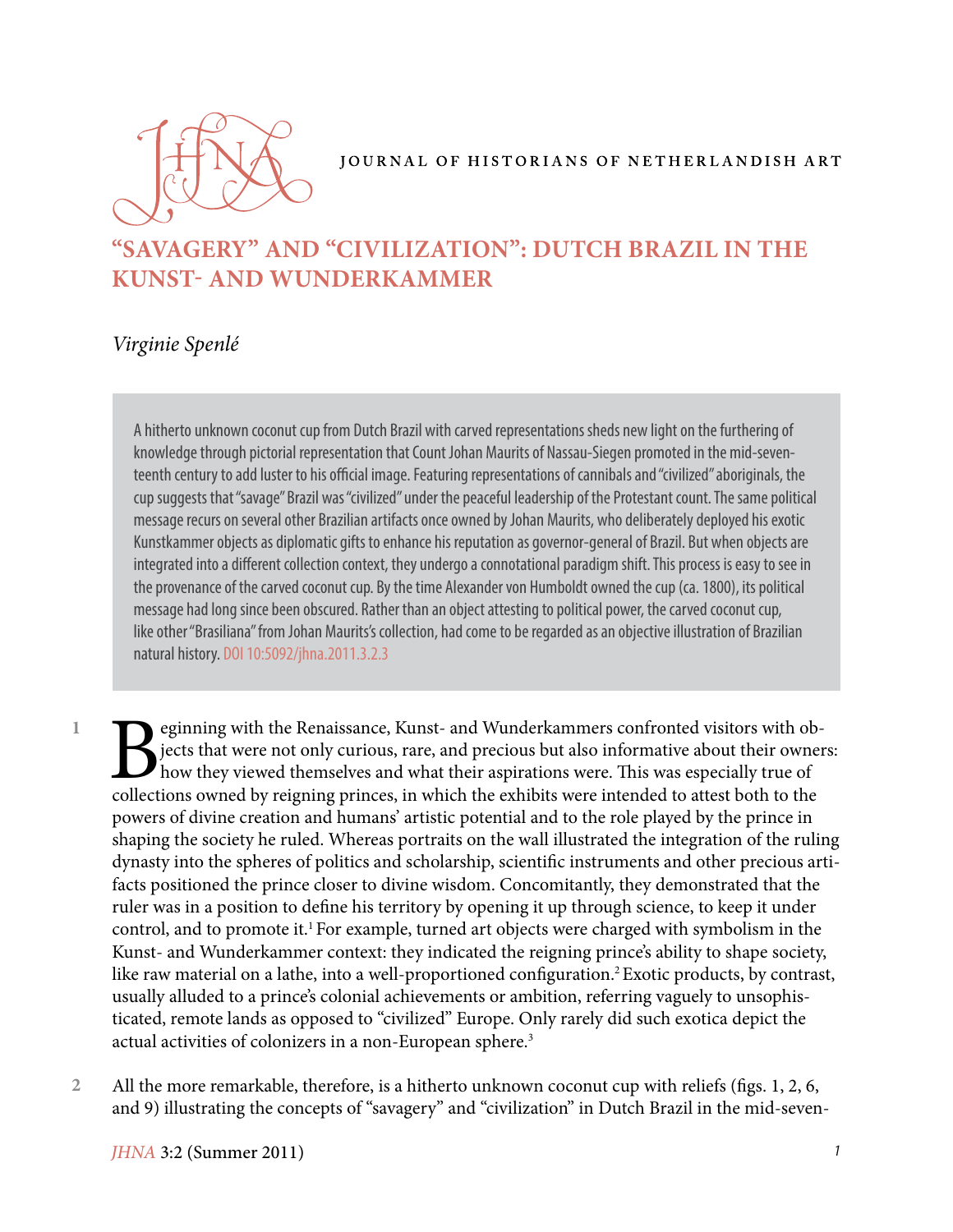# "SAVAGERY" AND "CIVILIZATION": DUTCH BRAZIL IN THE KUNST- AND WUNDERKAMMER

*Virginie Spenlé*

A hitherto unknown coconut cup from Dutch Brazil with carved representations sheds new light on the furthering of knowledge through pictorial representation that Count Johan Maurits of Nassau-Siegen promoted in the mid-seventeenth century to add luster to his official image. Featuring representations of cannibals and "civilized" aboriginals, the cup suggests that "savage" Brazil was "civilized" under the peaceful leadership of the Protestant count. The same political message recurs on several other Brazilian artifacts once owned by Johan Maurits, who deliberately deployed his exotic Kunstkammer objects as diplomatic gifts to enhance his reputation as governor-general of Brazil. But when objects are integrated into a different collection context, they undergo a connotational paradigm shift. This process is easy to see in the provenance of the carved coconut cup. By the time Alexander von Humboldt owned the cup (ca. 1800), its political message had long since been obscured. Rather than an object attesting to political power, the carved coconut cup, like other "Brasiliana" from Johan Maurits's collection, had come to be regarded as an objective illustration of Brazilian natural history. DOI 10:5092/jhna.2011.3.2.3

1 Beginning with the Renaissance, Kunst- and Wunderkammers confronted visitors with objects that were not only curious, rare, and precious but also informative about their owners: how they viewed themselves and what their aspirations were. This was especially true of collections owned by reigning princes, in which the exhibits were intended to attest both to the powers of divine creation and humans' artistic potential and to the role played by the prince in shaping the society he ruled. Whereas portraits on the wall illustrated the integration of the ruling dynasty into the spheres of politics and scholarship, scientific instruments and other precious artifacts positioned the prince closer to divine wisdom. Concomitantly, they demonstrated that the ruler was in a position to define his territory by opening it up through science, to keep it under control, and to promote it.[1] For example, turned art objects were charged with symbolism in the Kunst- and Wunderkammer context: they indicated the reigning prince's ability to shape society, like raw material on a lathe, into a well-proportioned configuration.[2] Exotic products, by contrast, usually alluded to a prince's colonial achievements or ambition, referring vaguely to unsophisticated, remote lands as opposed to "civilized" Europe. Only rarely did such exotica depict the actual activities of colonizers in a non-European sphere.[3]

2 All the more remarkable, therefore, is a hitherto unknown coconut cup with reliefs (figs. 1, 2, 6, and 9) illustrating the concepts of "savagery" and "civilization" in Dutch Brazil in the mid-seven-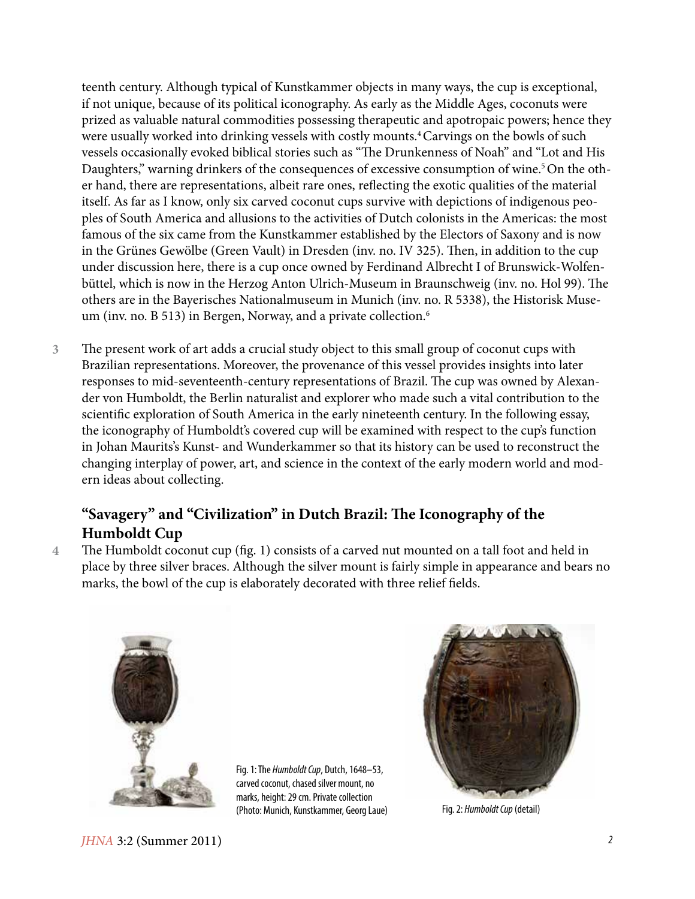teenth century. Although typical of Kunstkammer objects in many ways, the cup is exceptional, if not unique, because of its political iconography. As early as the Middle Ages, coconuts were prized as valuable natural commodities possessing therapeutic and apotropaic powers; hence they were usually worked into drinking vessels with costly mounts.[4] Carvings on the bowls of such vessels occasionally evoked biblical stories such as "The Drunkenness of Noah" and "Lot and His Daughters," warning drinkers of the consequences of excessive consumption of wine.[5] On the other hand, there are representations, albeit rare ones, reflecting the exotic qualities of the material itself. As far as I know, only six carved coconut cups survive with depictions of indigenous peoples of South America and allusions to the activities of Dutch colonists in the Americas: the most famous of the six came from the Kunstkammer established by the Electors of Saxony and is now in the Grünes Gewölbe (Green Vault) in Dresden (inv. no. IV 325). Then, in addition to the cup under discussion here, there is a cup once owned by Ferdinand Albrecht I of Brunswick-Wolfenbüttel, which is now in the Herzog Anton Ulrich-Museum in Braunschweig (inv. no. Hol 99). The others are in the Bayerisches Nationalmuseum in Munich (inv. no. R 5338), the Historisk Museum (inv. no. B 513) in Bergen, Norway, and a private collection.[6]

3 The present work of art adds a crucial study object to this small group of coconut cups with Brazilian representations. Moreover, the provenance of this vessel provides insights into later responses to mid-seventeenth-century representations of Brazil. The cup was owned by Alexander von Humboldt, the Berlin naturalist and explorer who made such a vital contribution to the scientific exploration of South America in the early nineteenth century. In the following essay, the iconography of Humboldt's covered cup will be examined with respect to the cup's function in Johan Maurits's Kunst- and Wunderkammer so that its history can be used to reconstruct the changing interplay of power, art, and science in the context of the early modern world and modern ideas about collecting.

## "Savagery" and "Civilization" in Dutch Brazil: The Iconography of the Humboldt Cup

4 The Humboldt coconut cup (fig. 1) consists of a carved nut mounted on a tall foot and held in place by three silver braces. Although the silver mount is fairly simple in appearance and bears no marks, the bowl of the cup is elaborately decorated with three relief fields.

Fig. 1: The *Humboldt Cup*, Dutch, 1648–53, carved coconut, chased silver mount, no marks, height: 29 cm. Private collection (Photo: Munich, Kunstkammer, Georg Laue)

Fig. 2: *Humboldt Cup* (detail)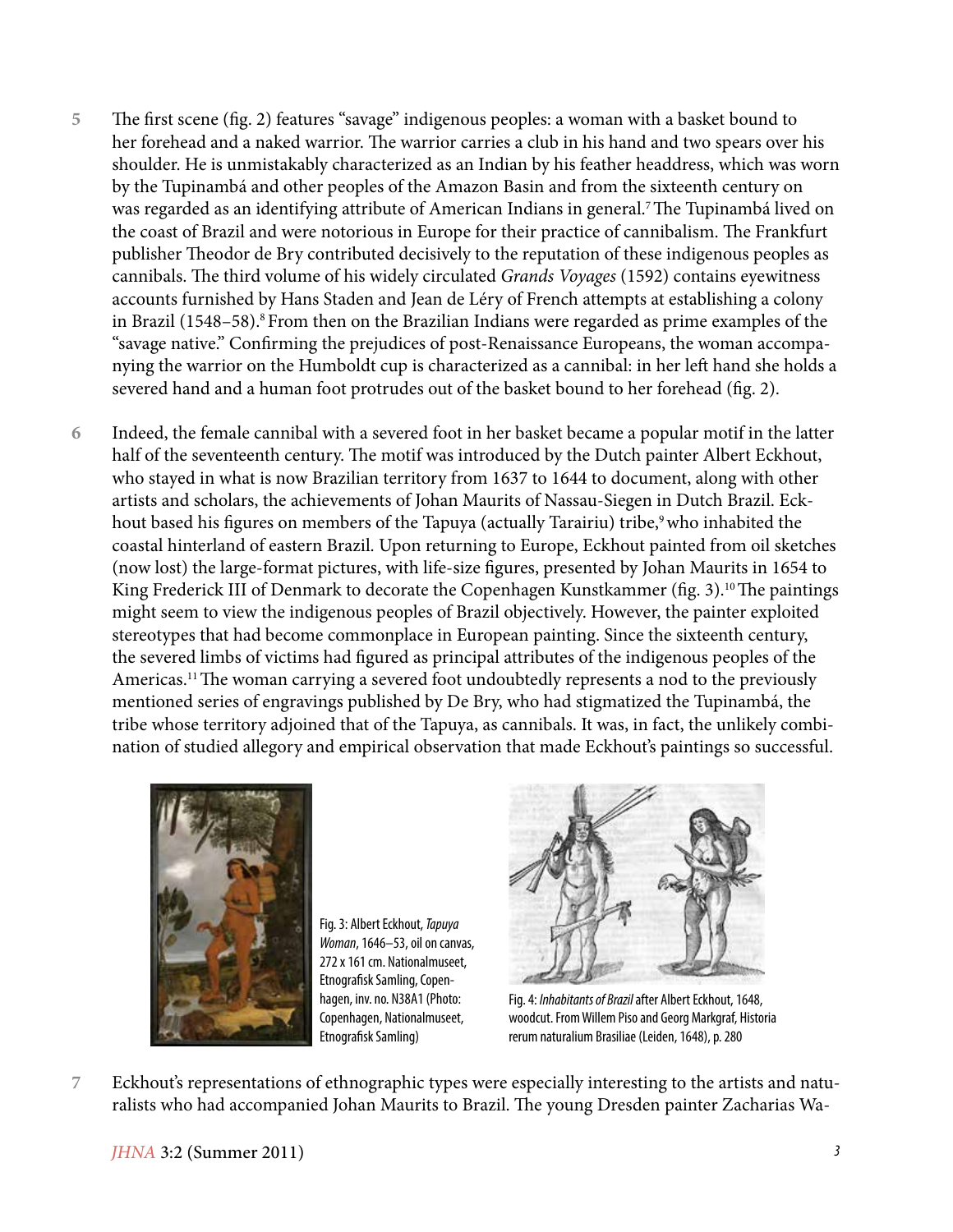5 The first scene (fig. 2) features "savage" indigenous peoples: a woman with a basket bound to her forehead and a naked warrior. The warrior carries a club in his hand and two spears over his shoulder. He is unmistakably characterized as an Indian by his feather headdress, which was worn by the Tupinambá and other peoples of the Amazon Basin and from the sixteenth century on was regarded as an identifying attribute of American Indians in general.[7] The Tupinambá lived on the coast of Brazil and were notorious in Europe for their practice of cannibalism. The Frankfurt publisher Theodor de Bry contributed decisively to the reputation of these indigenous peoples as cannibals. The third volume of his widely circulated *Grands Voyages* (1592) contains eyewitness accounts furnished by Hans Staden and Jean de Léry of French attempts at establishing a colony in Brazil (1548–58).[8] From then on the Brazilian Indians were regarded as prime examples of the "savage native." Confirming the prejudices of post-Renaissance Europeans, the woman accompanying the warrior on the Humboldt cup is characterized as a cannibal: in her left hand she holds a severed hand and a human foot protrudes out of the basket bound to her forehead (fig. 2).

6 Indeed, the female cannibal with a severed foot in her basket became a popular motif in the latter half of the seventeenth century. The motif was introduced by the Dutch painter Albert Eckhout, who stayed in what is now Brazilian territory from 1637 to 1644 to document, along with other artists and scholars, the achievements of Johan Maurits of Nassau-Siegen in Dutch Brazil. Eckhout based his figures on members of the Tapuya (actually Tarairiu) tribe,[9] who inhabited the coastal hinterland of eastern Brazil. Upon returning to Europe, Eckhout painted from oil sketches (now lost) the large-format pictures, with life-size figures, presented by Johan Maurits in 1654 to King Frederick III of Denmark to decorate the Copenhagen Kunstkammer (fig. 3).[10] The paintings might seem to view the indigenous peoples of Brazil objectively. However, the painter exploited stereotypes that had become commonplace in European painting. Since the sixteenth century, the severed limbs of victims had figured as principal attributes of the indigenous peoples of the Americas.[11] The woman carrying a severed foot undoubtedly represents a nod to the previously mentioned series of engravings published by De Bry, who had stigmatized the Tupinambá, the tribe whose territory adjoined that of the Tapuya, as cannibals. It was, in fact, the unlikely combination of studied allegory and empirical observation that made Eckhout's paintings so successful.

Fig. 3: Albert Eckhout, *Tapuya Woman*, 1646–53, oil on canvas, 272 x 161 cm. Nationalmuseet, Etnografisk Samling, Copenhagen, inv. no. N38A1 (Photo: Copenhagen, Nationalmuseet, Etnografisk Samling)

Fig. 4: *Inhabitants of Brazil* after Albert Eckhout, 1648, woodcut. From Willem Piso and Georg Markgraf, Historia rerum naturalium Brasiliae (Leiden, 1648), p. 280

7 Eckhout's representations of ethnographic types were especially interesting to the artists and naturalists who had accompanied Johan Maurits to Brazil. The young Dresden painter Zacharias Wa-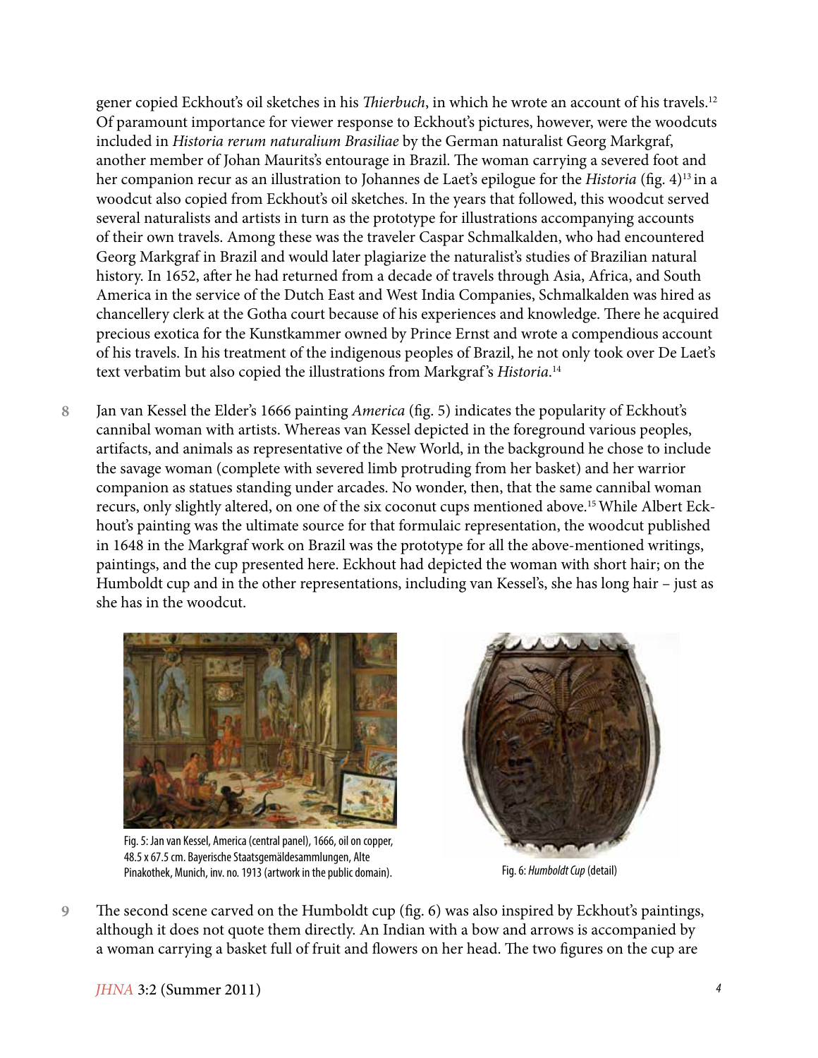gener copied Eckhout's oil sketches in his *Thierbuch*, in which he wrote an account of his travels.[12] Of paramount importance for viewer response to Eckhout's pictures, however, were the woodcuts included in *Historia rerum naturalium Brasiliae* by the German naturalist Georg Markgraf, another member of Johan Maurits's entourage in Brazil. The woman carrying a severed foot and her companion recur as an illustration to Johannes de Laet's epilogue for the *Historia* (fig. 4)[13] in a woodcut also copied from Eckhout's oil sketches. In the years that followed, this woodcut served several naturalists and artists in turn as the prototype for illustrations accompanying accounts of their own travels. Among these was the traveler Caspar Schmalkalden, who had encountered Georg Markgraf in Brazil and would later plagiarize the naturalist's studies of Brazilian natural history. In 1652, after he had returned from a decade of travels through Asia, Africa, and South America in the service of the Dutch East and West India Companies, Schmalkalden was hired as chancellery clerk at the Gotha court because of his experiences and knowledge. There he acquired precious exotica for the Kunstkammer owned by Prince Ernst and wrote a compendious account of his travels. In his treatment of the indigenous peoples of Brazil, he not only took over De Laet's text verbatim but also copied the illustrations from Markgraf's *Historia*.[14]

8 Jan van Kessel the Elder's 1666 painting *America* (fig. 5) indicates the popularity of Eckhout's cannibal woman with artists. Whereas van Kessel depicted in the foreground various peoples, artifacts, and animals as representative of the New World, in the background he chose to include the savage woman (complete with severed limb protruding from her basket) and her warrior companion as statues standing under arcades. No wonder, then, that the same cannibal woman recurs, only slightly altered, on one of the six coconut cups mentioned above.[15] While Albert Eckhout's painting was the ultimate source for that formulaic representation, the woodcut published in 1648 in the Markgraf work on Brazil was the prototype for all the above-mentioned writings, paintings, and the cup presented here. Eckhout had depicted the woman with short hair; on the Humboldt cup and in the other representations, including van Kessel's, she has long hair – just as she has in the woodcut.

Fig. 5: Jan van Kessel, America (central panel), 1666, oil on copper, 48.5 x 67.5 cm. Bayerische Staatsgemäldesammlungen, Alte Pinakothek, Munich, inv. no. 1913 (artwork in the public domain).

Fig. 6: *Humboldt Cup* (detail)

9 The second scene carved on the Humboldt cup (fig. 6) was also inspired by Eckhout's paintings, although it does not quote them directly. An Indian with a bow and arrows is accompanied by a woman carrying a basket full of fruit and flowers on her head. The two figures on the cup are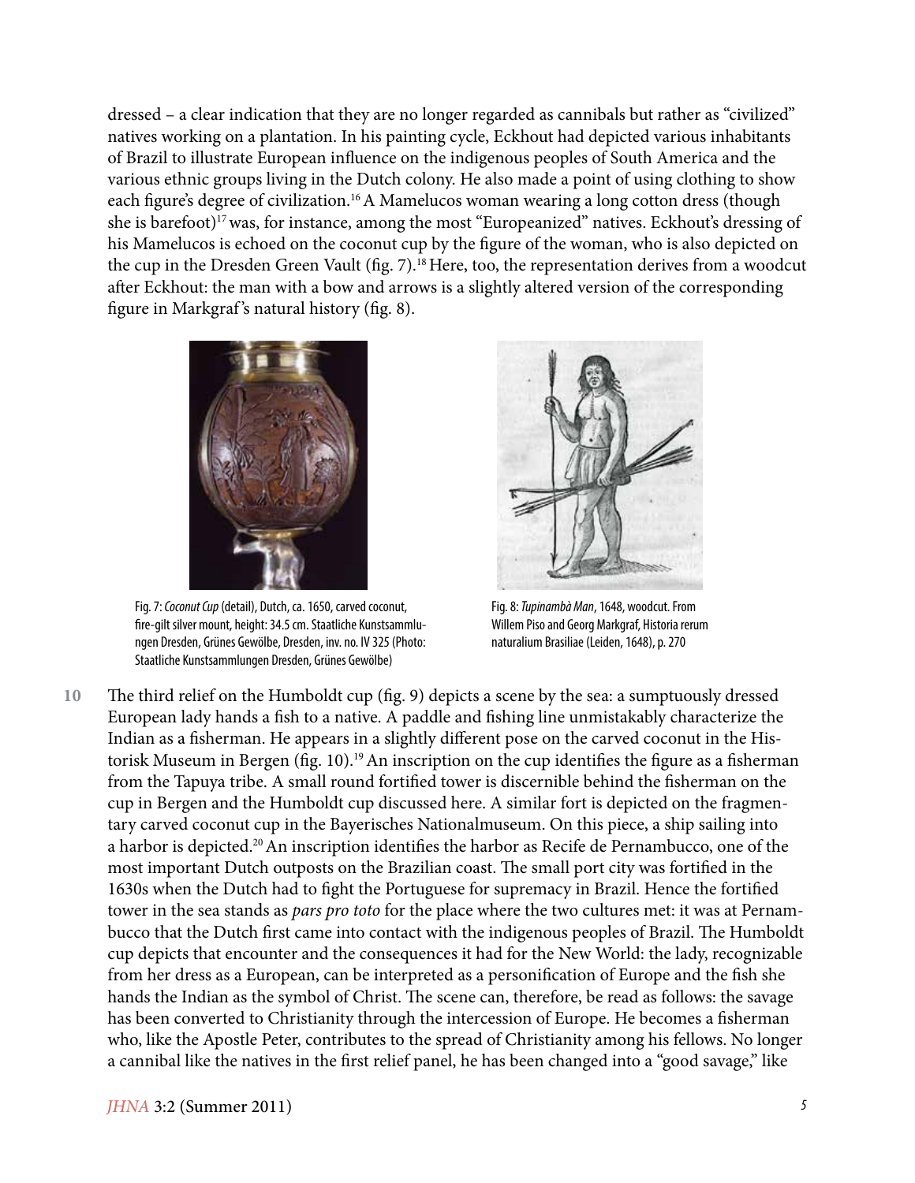dressed – a clear indication that they are no longer regarded as cannibals but rather as "civilized" natives working on a plantation. In his painting cycle, Eckhout had depicted various inhabitants of Brazil to illustrate European influence on the indigenous peoples of South America and the various ethnic groups living in the Dutch colony. He also made a point of using clothing to show each figure's degree of civilization.[16] A Mamelucos woman wearing a long cotton dress (though she is barefoot)[17] was, for instance, among the most "Europeanized" natives. Eckhout's dressing of his Mamelucos is echoed on the coconut cup by the figure of the woman, who is also depicted on the cup in the Dresden Green Vault (fig. 7).[18] Here, too, the representation derives from a woodcut after Eckhout: the man with a bow and arrows is a slightly altered version of the corresponding figure in Markgraf's natural history (fig. 8).

Fig. 7: *Coconut Cup* (detail), Dutch, ca. 1650, carved coconut, fire-gilt silver mount, height: 34.5 cm. Staatliche Kunstsammlungen Dresden, Grünes Gewölbe, Dresden, inv. no. IV 325 (Photo: Staatliche Kunstsammlungen Dresden, Grünes Gewölbe)

Fig. 8: *Tupinambà Man*, 1648, woodcut. From Willem Piso and Georg Markgraf, Historia rerum naturalium Brasiliae (Leiden, 1648), p. 270

10 The third relief on the Humboldt cup (fig. 9) depicts a scene by the sea: a sumptuously dressed European lady hands a fish to a native. A paddle and fishing line unmistakably characterize the Indian as a fisherman. He appears in a slightly different pose on the carved coconut in the Historisk Museum in Bergen (fig. 10).[19] An inscription on the cup identifies the figure as a fisherman from the Tapuya tribe. A small round fortified tower is discernible behind the fisherman on the cup in Bergen and the Humboldt cup discussed here. A similar fort is depicted on the fragmentary carved coconut cup in the Bayerisches Nationalmuseum. On this piece, a ship sailing into a harbor is depicted.[20] An inscription identifies the harbor as Recife de Pernambucco, one of the most important Dutch outposts on the Brazilian coast. The small port city was fortified in the 1630s when the Dutch had to fight the Portuguese for supremacy in Brazil. Hence the fortified tower in the sea stands as *pars pro toto* for the place where the two cultures met: it was at Pernambucco that the Dutch first came into contact with the indigenous peoples of Brazil. The Humboldt cup depicts that encounter and the consequences it had for the New World: the lady, recognizable from her dress as a European, can be interpreted as a personification of Europe and the fish she hands the Indian as the symbol of Christ. The scene can, therefore, be read as follows: the savage has been converted to Christianity through the intercession of Europe. He becomes a fisherman who, like the Apostle Peter, contributes to the spread of Christianity among his fellows. No longer a cannibal like the natives in the first relief panel, he has been changed into a "good savage," like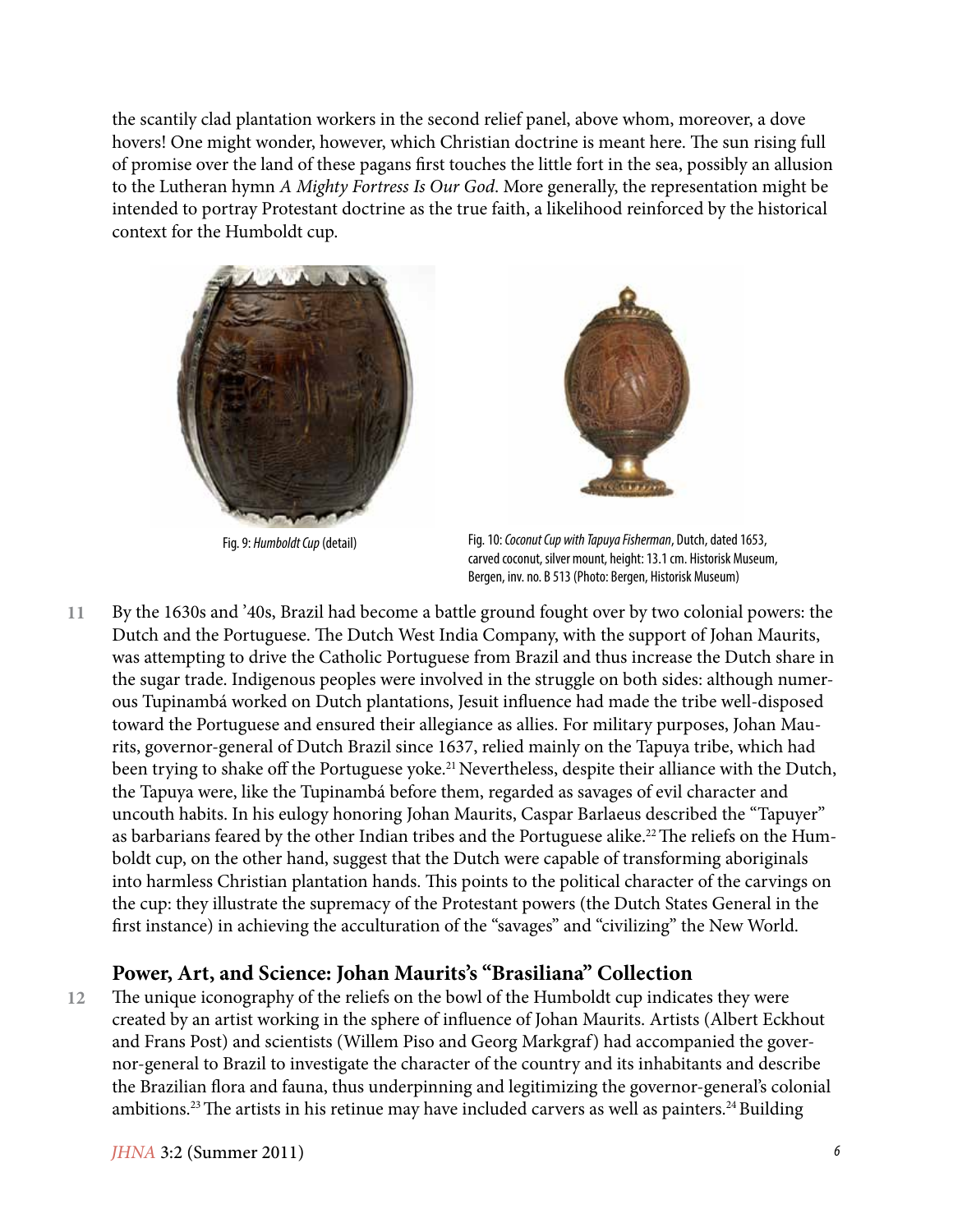the scantily clad plantation workers in the second relief panel, above whom, moreover, a dove hovers! One might wonder, however, which Christian doctrine is meant here. The sun rising full of promise over the land of these pagans first touches the little fort in the sea, possibly an allusion to the Lutheran hymn *A Mighty Fortress Is Our God*. More generally, the representation might be intended to portray Protestant doctrine as the true faith, a likelihood reinforced by the historical context for the Humboldt cup.

Fig. 9: *Humboldt Cup* (detail)

Fig. 10: *Coconut Cup with Tapuya Fisherman*, Dutch, dated 1653, carved coconut, silver mount, height: 13.1 cm. Historisk Museum, Bergen, inv. no. B 513 (Photo: Bergen, Historisk Museum)

11 By the 1630s and '40s, Brazil had become a battle ground fought over by two colonial powers: the Dutch and the Portuguese. The Dutch West India Company, with the support of Johan Maurits, was attempting to drive the Catholic Portuguese from Brazil and thus increase the Dutch share in the sugar trade. Indigenous peoples were involved in the struggle on both sides: although numerous Tupinambá worked on Dutch plantations, Jesuit influence had made the tribe well-disposed toward the Portuguese and ensured their allegiance as allies. For military purposes, Johan Maurits, governor-general of Dutch Brazil since 1637, relied mainly on the Tapuya tribe, which had been trying to shake off the Portuguese yoke.[21] Nevertheless, despite their alliance with the Dutch, the Tapuya were, like the Tupinambá before them, regarded as savages of evil character and uncouth habits. In his eulogy honoring Johan Maurits, Caspar Barlaeus described the "Tapuyer" as barbarians feared by the other Indian tribes and the Portuguese alike.[22] The reliefs on the Humboldt cup, on the other hand, suggest that the Dutch were capable of transforming aboriginals into harmless Christian plantation hands. This points to the political character of the carvings on the cup: they illustrate the supremacy of the Protestant powers (the Dutch States General in the first instance) in achieving the acculturation of the "savages" and "civilizing" the New World.

## Power, Art, and Science: Johan Maurits's "Brasiliana" Collection

12 The unique iconography of the reliefs on the bowl of the Humboldt cup indicates they were created by an artist working in the sphere of influence of Johan Maurits. Artists (Albert Eckhout and Frans Post) and scientists (Willem Piso and Georg Markgraf) had accompanied the governor-general to Brazil to investigate the character of the country and its inhabitants and describe the Brazilian flora and fauna, thus underpinning and legitimizing the governor-general's colonial ambitions.[23] The artists in his retinue may have included carvers as well as painters.[24] Building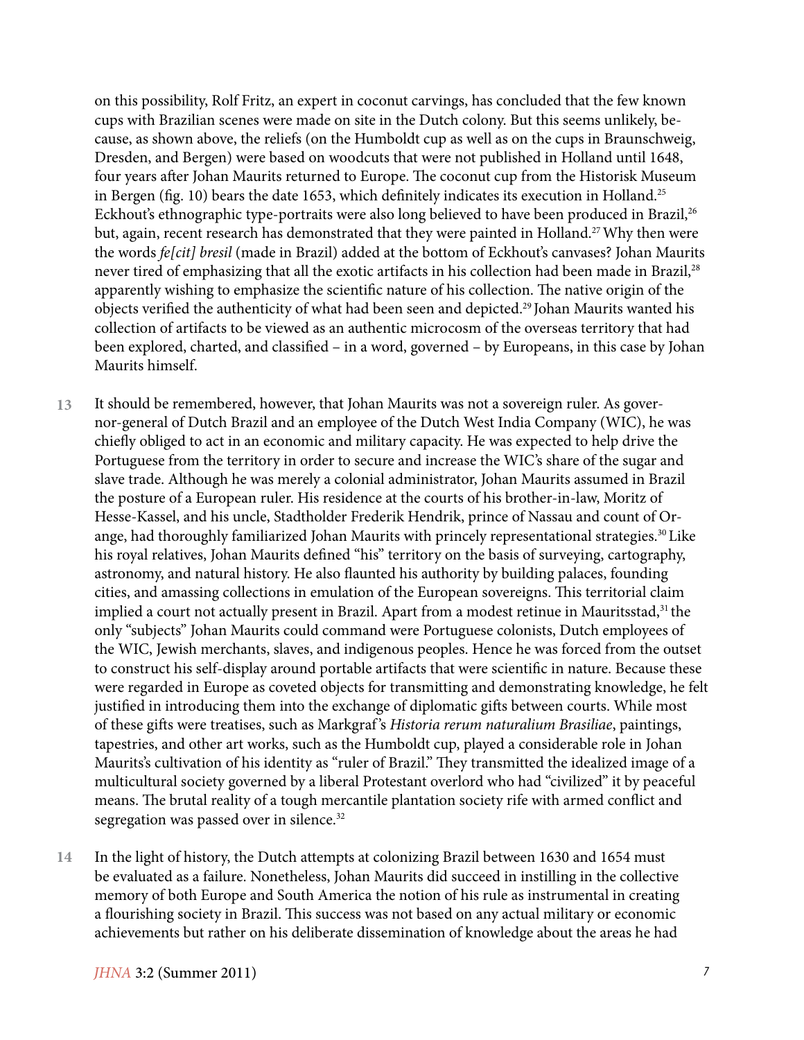on this possibility, Rolf Fritz, an expert in coconut carvings, has concluded that the few known cups with Brazilian scenes were made on site in the Dutch colony. But this seems unlikely, because, as shown above, the reliefs (on the Humboldt cup as well as on the cups in Braunschweig, Dresden, and Bergen) were based on woodcuts that were not published in Holland until 1648, four years after Johan Maurits returned to Europe. The coconut cup from the Historisk Museum in Bergen (fig. 10) bears the date 1653, which definitely indicates its execution in Holland.[25] Eckhout's ethnographic type-portraits were also long believed to have been produced in Brazil,[26] but, again, recent research has demonstrated that they were painted in Holland.[27] Why then were the words *fe[cit] bresil* (made in Brazil) added at the bottom of Eckhout's canvases? Johan Maurits never tired of emphasizing that all the exotic artifacts in his collection had been made in Brazil,[28] apparently wishing to emphasize the scientific nature of his collection. The native origin of the objects verified the authenticity of what had been seen and depicted.[29] Johan Maurits wanted his collection of artifacts to be viewed as an authentic microcosm of the overseas territory that had been explored, charted, and classified – in a word, governed – by Europeans, in this case by Johan Maurits himself.

**13** It should be remembered, however, that Johan Maurits was not a sovereign ruler. As governor-general of Dutch Brazil and an employee of the Dutch West India Company (WIC), he was chiefly obliged to act in an economic and military capacity. He was expected to help drive the Portuguese from the territory in order to secure and increase the WIC's share of the sugar and slave trade. Although he was merely a colonial administrator, Johan Maurits assumed in Brazil the posture of a European ruler. His residence at the courts of his brother-in-law, Moritz of Hesse-Kassel, and his uncle, Stadtholder Frederik Hendrik, prince of Nassau and count of Orange, had thoroughly familiarized Johan Maurits with princely representational strategies.[30] Like his royal relatives, Johan Maurits defined "his" territory on the basis of surveying, cartography, astronomy, and natural history. He also flaunted his authority by building palaces, founding cities, and amassing collections in emulation of the European sovereigns. This territorial claim implied a court not actually present in Brazil. Apart from a modest retinue in Mauritsstad,[31] the only "subjects" Johan Maurits could command were Portuguese colonists, Dutch employees of the WIC, Jewish merchants, slaves, and indigenous peoples. Hence he was forced from the outset to construct his self-display around portable artifacts that were scientific in nature. Because these were regarded in Europe as coveted objects for transmitting and demonstrating knowledge, he felt justified in introducing them into the exchange of diplomatic gifts between courts. While most of these gifts were treatises, such as Markgraf's *Historia rerum naturalium Brasiliae*, paintings, tapestries, and other art works, such as the Humboldt cup, played a considerable role in Johan Maurits's cultivation of his identity as "ruler of Brazil." They transmitted the idealized image of a multicultural society governed by a liberal Protestant overlord who had "civilized" it by peaceful means. The brutal reality of a tough mercantile plantation society rife with armed conflict and segregation was passed over in silence.[32]

**14** In the light of history, the Dutch attempts at colonizing Brazil between 1630 and 1654 must be evaluated as a failure. Nonetheless, Johan Maurits did succeed in instilling in the collective memory of both Europe and South America the notion of his rule as instrumental in creating a flourishing society in Brazil. This success was not based on any actual military or economic achievements but rather on his deliberate dissemination of knowledge about the areas he had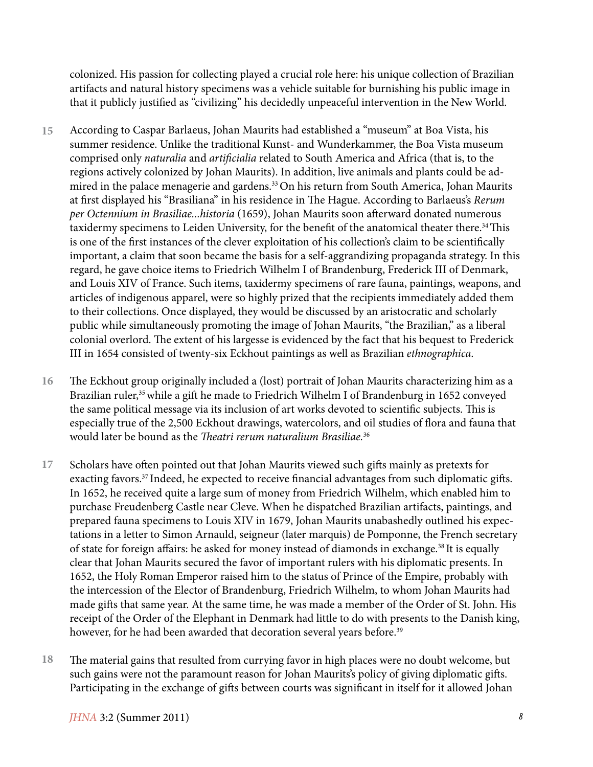colonized. His passion for collecting played a crucial role here: his unique collection of Brazilian artifacts and natural history specimens was a vehicle suitable for burnishing his public image in that it publicly justified as "civilizing" his decidedly unpeaceful intervention in the New World.

15 According to Caspar Barlaeus, Johan Maurits had established a "museum" at Boa Vista, his summer residence. Unlike the traditional Kunst- and Wunderkammer, the Boa Vista museum comprised only *naturalia* and *artificialia* related to South America and Africa (that is, to the regions actively colonized by Johan Maurits). In addition, live animals and plants could be admired in the palace menagerie and gardens.[33] On his return from South America, Johan Maurits at first displayed his "Brasiliana" in his residence in The Hague. According to Barlaeus's *Rerum per Octennium in Brasiliae...historia* (1659), Johan Maurits soon afterward donated numerous taxidermy specimens to Leiden University, for the benefit of the anatomical theater there.[34] This is one of the first instances of the clever exploitation of his collection's claim to be scientifically important, a claim that soon became the basis for a self-aggrandizing propaganda strategy. In this regard, he gave choice items to Friedrich Wilhelm I of Brandenburg, Frederick III of Denmark, and Louis XIV of France. Such items, taxidermy specimens of rare fauna, paintings, weapons, and articles of indigenous apparel, were so highly prized that the recipients immediately added them to their collections. Once displayed, they would be discussed by an aristocratic and scholarly public while simultaneously promoting the image of Johan Maurits, "the Brazilian," as a liberal colonial overlord. The extent of his largesse is evidenced by the fact that his bequest to Frederick III in 1654 consisted of twenty-six Eckhout paintings as well as Brazilian *ethnographica*.

16 The Eckhout group originally included a (lost) portrait of Johan Maurits characterizing him as a Brazilian ruler,[35] while a gift he made to Friedrich Wilhelm I of Brandenburg in 1652 conveyed the same political message via its inclusion of art works devoted to scientific subjects. This is especially true of the 2,500 Eckhout drawings, watercolors, and oil studies of flora and fauna that would later be bound as the *Theatri rerum naturalium Brasiliae*.[36]

17 Scholars have often pointed out that Johan Maurits viewed such gifts mainly as pretexts for exacting favors.[37] Indeed, he expected to receive financial advantages from such diplomatic gifts. In 1652, he received quite a large sum of money from Friedrich Wilhelm, which enabled him to purchase Freudenberg Castle near Cleve. When he dispatched Brazilian artifacts, paintings, and prepared fauna specimens to Louis XIV in 1679, Johan Maurits unabashedly outlined his expectations in a letter to Simon Arnauld, seigneur (later marquis) de Pomponne, the French secretary of state for foreign affairs: he asked for money instead of diamonds in exchange.[38] It is equally clear that Johan Maurits secured the favor of important rulers with his diplomatic presents. In 1652, the Holy Roman Emperor raised him to the status of Prince of the Empire, probably with the intercession of the Elector of Brandenburg, Friedrich Wilhelm, to whom Johan Maurits had made gifts that same year. At the same time, he was made a member of the Order of St. John. His receipt of the Order of the Elephant in Denmark had little to do with presents to the Danish king, however, for he had been awarded that decoration several years before.[39]

18 The material gains that resulted from currying favor in high places were no doubt welcome, but such gains were not the paramount reason for Johan Maurits's policy of giving diplomatic gifts. Participating in the exchange of gifts between courts was significant in itself for it allowed Johan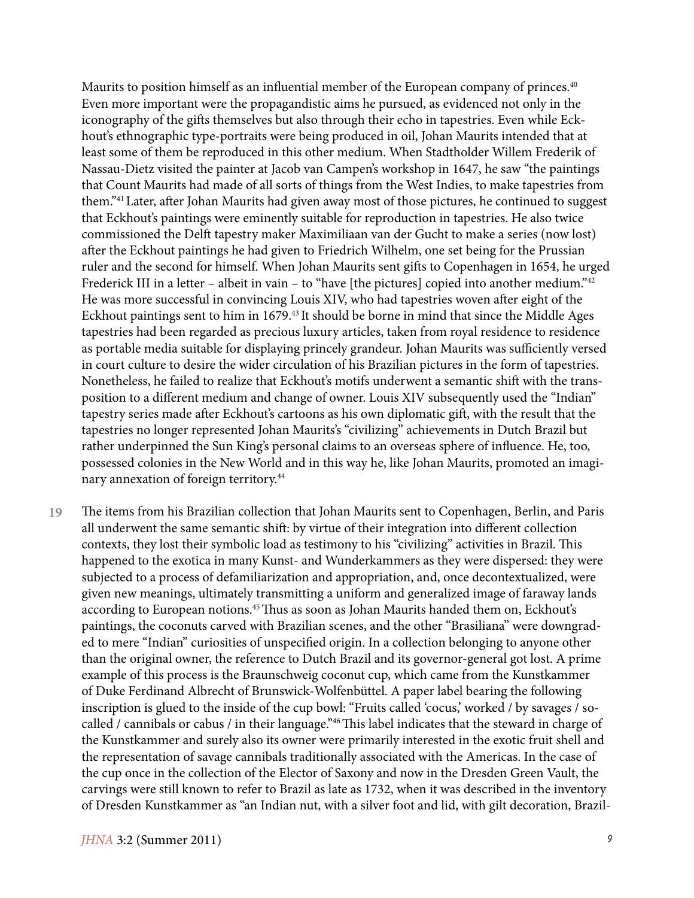Maurits to position himself as an influential member of the European company of princes.[40] Even more important were the propagandistic aims he pursued, as evidenced not only in the iconography of the gifts themselves but also through their echo in tapestries. Even while Eckhout's ethnographic type-portraits were being produced in oil, Johan Maurits intended that at least some of them be reproduced in this other medium. When Stadtholder Willem Frederik of Nassau-Dietz visited the painter at Jacob van Campen's workshop in 1647, he saw "the paintings that Count Maurits had made of all sorts of things from the West Indies, to make tapestries from them."[41] Later, after Johan Maurits had given away most of those pictures, he continued to suggest that Eckhout's paintings were eminently suitable for reproduction in tapestries. He also twice commissioned the Delft tapestry maker Maximiliaan van der Gucht to make a series (now lost) after the Eckhout paintings he had given to Friedrich Wilhelm, one set being for the Prussian ruler and the second for himself. When Johan Maurits sent gifts to Copenhagen in 1654, he urged Frederick III in a letter – albeit in vain – to "have [the pictures] copied into another medium."[42] He was more successful in convincing Louis XIV, who had tapestries woven after eight of the Eckhout paintings sent to him in 1679.[43] It should be borne in mind that since the Middle Ages tapestries had been regarded as precious luxury articles, taken from royal residence to residence as portable media suitable for displaying princely grandeur. Johan Maurits was sufficiently versed in court culture to desire the wider circulation of his Brazilian pictures in the form of tapestries. Nonetheless, he failed to realize that Eckhout's motifs underwent a semantic shift with the transposition to a different medium and change of owner. Louis XIV subsequently used the "Indian" tapestry series made after Eckhout's cartoons as his own diplomatic gift, with the result that the tapestries no longer represented Johan Maurits's "civilizing" achievements in Dutch Brazil but rather underpinned the Sun King's personal claims to an overseas sphere of influence. He, too, possessed colonies in the New World and in this way he, like Johan Maurits, promoted an imaginary annexation of foreign territory.[44]

19 The items from his Brazilian collection that Johan Maurits sent to Copenhagen, Berlin, and Paris all underwent the same semantic shift: by virtue of their integration into different collection contexts, they lost their symbolic load as testimony to his "civilizing" activities in Brazil. This happened to the exotica in many Kunst- and Wunderkammers as they were dispersed: they were subjected to a process of defamiliarization and appropriation, and, once decontextualized, were given new meanings, ultimately transmitting a uniform and generalized image of faraway lands according to European notions.[45] Thus as soon as Johan Maurits handed them on, Eckhout's paintings, the coconuts carved with Brazilian scenes, and the other "Brasiliana" were downgraded to mere "Indian" curiosities of unspecified origin. In a collection belonging to anyone other than the original owner, the reference to Dutch Brazil and its governor-general got lost. A prime example of this process is the Braunschweig coconut cup, which came from the Kunstkammer of Duke Ferdinand Albrecht of Brunswick-Wolfenbüttel. A paper label bearing the following inscription is glued to the inside of the cup bowl: "Fruits called 'cocus,' worked / by savages / so-called / cannibals or cabus / in their language."[46] This label indicates that the steward in charge of the Kunstkammer and surely also its owner were primarily interested in the exotic fruit shell and the representation of savage cannibals traditionally associated with the Americas. In the case of the cup once in the collection of the Elector of Saxony and now in the Dresden Green Vault, the carvings were still known to refer to Brazil as late as 1732, when it was described in the inventory of Dresden Kunstkammer as "an Indian nut, with a silver foot and lid, with gilt decoration, Brazil-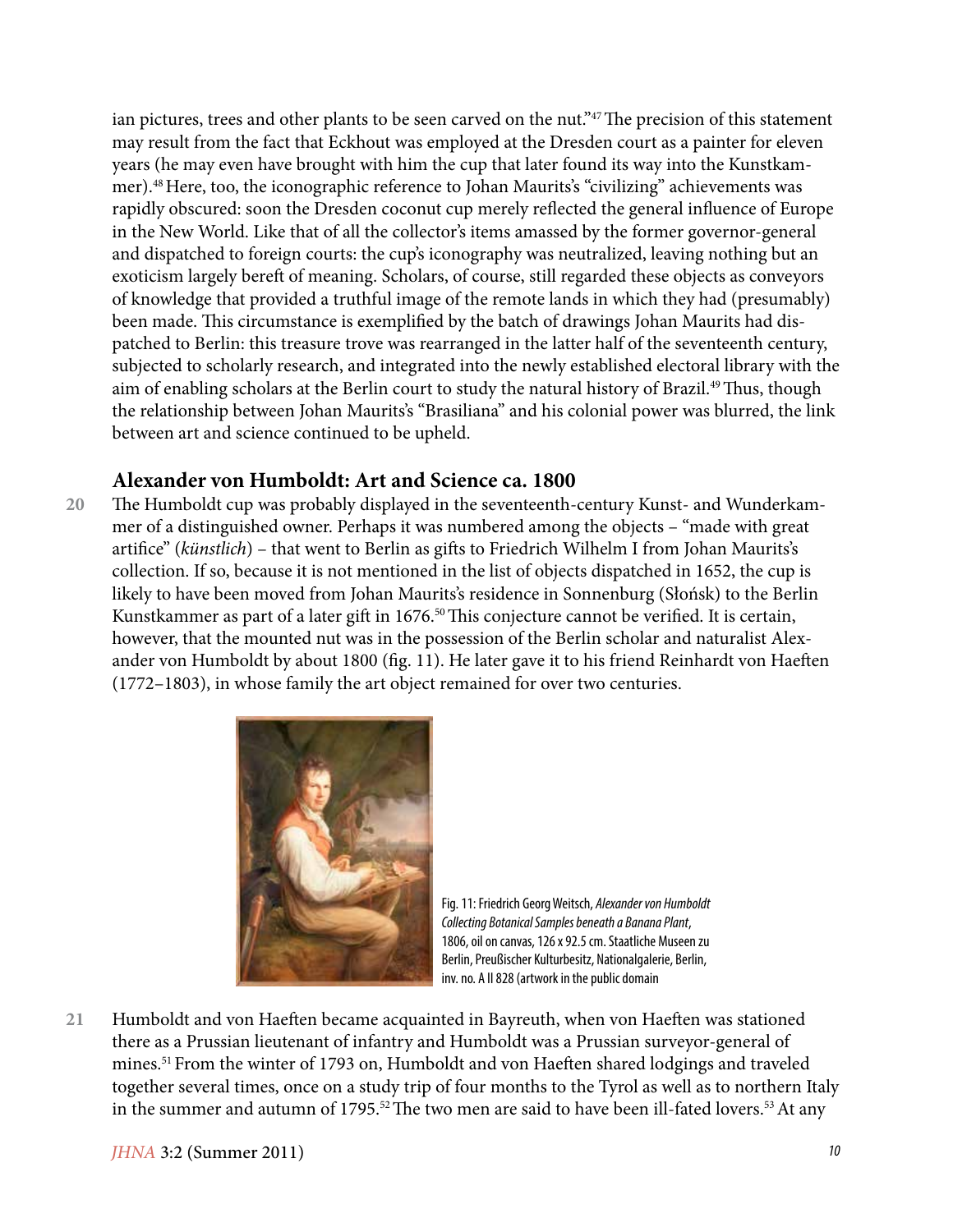ian pictures, trees and other plants to be seen carved on the nut."[47] The precision of this statement may result from the fact that Eckhout was employed at the Dresden court as a painter for eleven years (he may even have brought with him the cup that later found its way into the Kunstkammer).[48] Here, too, the iconographic reference to Johan Maurits's "civilizing" achievements was rapidly obscured: soon the Dresden coconut cup merely reflected the general influence of Europe in the New World. Like that of all the collector's items amassed by the former governor-general and dispatched to foreign courts: the cup's iconography was neutralized, leaving nothing but an exoticism largely bereft of meaning. Scholars, of course, still regarded these objects as conveyors of knowledge that provided a truthful image of the remote lands in which they had (presumably) been made. This circumstance is exemplified by the batch of drawings Johan Maurits had dispatched to Berlin: this treasure trove was rearranged in the latter half of the seventeenth century, subjected to scholarly research, and integrated into the newly established electoral library with the aim of enabling scholars at the Berlin court to study the natural history of Brazil.[49] Thus, though the relationship between Johan Maurits's "Brasiliana" and his colonial power was blurred, the link between art and science continued to be upheld.

## Alexander von Humboldt: Art and Science ca. 1800

20 The Humboldt cup was probably displayed in the seventeenth-century Kunst- and Wunderkammer of a distinguished owner. Perhaps it was numbered among the objects – "made with great artifice" (*künstlich*) – that went to Berlin as gifts to Friedrich Wilhelm I from Johan Maurits's collection. If so, because it is not mentioned in the list of objects dispatched in 1652, the cup is likely to have been moved from Johan Maurits's residence in Sonnenburg (Słońsk) to the Berlin Kunstkammer as part of a later gift in 1676.[50] This conjecture cannot be verified. It is certain, however, that the mounted nut was in the possession of the Berlin scholar and naturalist Alexander von Humboldt by about 1800 (fig. 11). He later gave it to his friend Reinhardt von Haeften (1772–1803), in whose family the art object remained for over two centuries.

Fig. 11: Friedrich Georg Weitsch, *Alexander von Humboldt Collecting Botanical Samples beneath a Banana Plant*, 1806, oil on canvas, 126 x 92.5 cm. Staatliche Museen zu Berlin, Preußischer Kulturbesitz, Nationalgalerie, Berlin, inv. no. A II 828 (artwork in the public domain

21 Humboldt and von Haeften became acquainted in Bayreuth, when von Haeften was stationed there as a Prussian lieutenant of infantry and Humboldt was a Prussian surveyor-general of mines.[51] From the winter of 1793 on, Humboldt and von Haeften shared lodgings and traveled together several times, once on a study trip of four months to the Tyrol as well as to northern Italy in the summer and autumn of 1795.[52] The two men are said to have been ill-fated lovers.[53] At any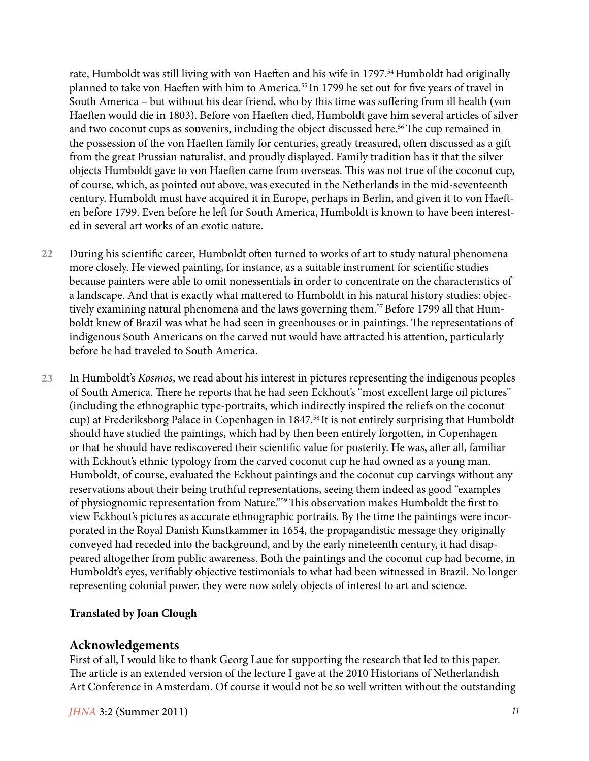rate, Humboldt was still living with von Haeften and his wife in 1797.[54] Humboldt had originally planned to take von Haeften with him to America.[55] In 1799 he set out for five years of travel in South America – but without his dear friend, who by this time was suffering from ill health (von Haeften would die in 1803). Before von Haeften died, Humboldt gave him several articles of silver and two coconut cups as souvenirs, including the object discussed here.[56] The cup remained in the possession of the von Haeften family for centuries, greatly treasured, often discussed as a gift from the great Prussian naturalist, and proudly displayed. Family tradition has it that the silver objects Humboldt gave to von Haeften came from overseas. This was not true of the coconut cup, of course, which, as pointed out above, was executed in the Netherlands in the mid-seventeenth century. Humboldt must have acquired it in Europe, perhaps in Berlin, and given it to von Haeften before 1799. Even before he left for South America, Humboldt is known to have been interested in several art works of an exotic nature.

22 During his scientific career, Humboldt often turned to works of art to study natural phenomena more closely. He viewed painting, for instance, as a suitable instrument for scientific studies because painters were able to omit nonessentials in order to concentrate on the characteristics of a landscape. And that is exactly what mattered to Humboldt in his natural history studies: objectively examining natural phenomena and the laws governing them.[57] Before 1799 all that Humboldt knew of Brazil was what he had seen in greenhouses or in paintings. The representations of indigenous South Americans on the carved nut would have attracted his attention, particularly before he had traveled to South America.

23 In Humboldt's *Kosmos*, we read about his interest in pictures representing the indigenous peoples of South America. There he reports that he had seen Eckhout's "most excellent large oil pictures" (including the ethnographic type-portraits, which indirectly inspired the reliefs on the coconut cup) at Frederiksborg Palace in Copenhagen in 1847.[58] It is not entirely surprising that Humboldt should have studied the paintings, which had by then been entirely forgotten, in Copenhagen or that he should have rediscovered their scientific value for posterity. He was, after all, familiar with Eckhout's ethnic typology from the carved coconut cup he had owned as a young man. Humboldt, of course, evaluated the Eckhout paintings and the coconut cup carvings without any reservations about their being truthful representations, seeing them indeed as good "examples of physiognomic representation from Nature."[59] This observation makes Humboldt the first to view Eckhout's pictures as accurate ethnographic portraits. By the time the paintings were incorporated in the Royal Danish Kunstkammer in 1654, the propagandistic message they originally conveyed had receded into the background, and by the early nineteenth century, it had disappeared altogether from public awareness. Both the paintings and the coconut cup had become, in Humboldt's eyes, verifiably objective testimonials to what had been witnessed in Brazil. No longer representing colonial power, they were now solely objects of interest to art and science.

**Translated by Joan Clough**

## Acknowledgements

First of all, I would like to thank Georg Laue for supporting the research that led to this paper. The article is an extended version of the lecture I gave at the 2010 Historians of Netherlandish Art Conference in Amsterdam. Of course it would not be so well written without the outstanding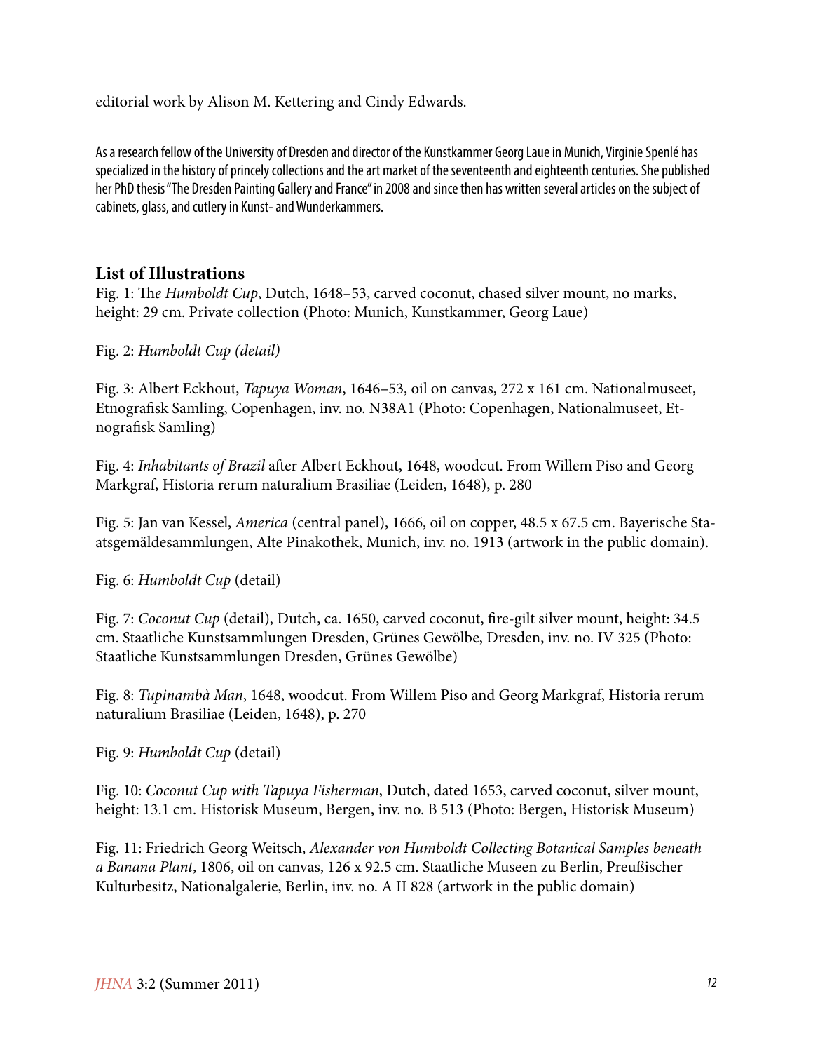editorial work by Alison M. Kettering and Cindy Edwards.

As a research fellow of the University of Dresden and director of the Kunstkammer Georg Laue in Munich, Virginie Spenlé has specialized in the history of princely collections and the art market of the seventeenth and eighteenth centuries. She published her PhD thesis "The Dresden Painting Gallery and France" in 2008 and since then has written several articles on the subject of cabinets, glass, and cutlery in Kunst- and Wunderkammers.

## List of Illustrations

Fig. 1: Th*e Humboldt Cup*, Dutch, 1648–53, carved coconut, chased silver mount, no marks, height: 29 cm. Private collection (Photo: Munich, Kunstkammer, Georg Laue)

Fig. 2: *Humboldt Cup (detail)*

Fig. 3: Albert Eckhout, *Tapuya Woman*, 1646–53, oil on canvas, 272 x 161 cm. Nationalmuseet, Etnografisk Samling, Copenhagen, inv. no. N38A1 (Photo: Copenhagen, Nationalmuseet, Etnografisk Samling)

Fig. 4: *Inhabitants of Brazil* after Albert Eckhout, 1648, woodcut. From Willem Piso and Georg Markgraf, Historia rerum naturalium Brasiliae (Leiden, 1648), p. 280

Fig. 5: Jan van Kessel, *America* (central panel), 1666, oil on copper, 48.5 x 67.5 cm. Bayerische Staatsgemäldesammlungen, Alte Pinakothek, Munich, inv. no. 1913 (artwork in the public domain).

Fig. 6: *Humboldt Cup* (detail)

Fig. 7: *Coconut Cup* (detail), Dutch, ca. 1650, carved coconut, fire-gilt silver mount, height: 34.5 cm. Staatliche Kunstsammlungen Dresden, Grünes Gewölbe, Dresden, inv. no. IV 325 (Photo: Staatliche Kunstsammlungen Dresden, Grünes Gewölbe)

Fig. 8: *Tupinambà Man*, 1648, woodcut. From Willem Piso and Georg Markgraf, Historia rerum naturalium Brasiliae (Leiden, 1648), p. 270

Fig. 9: *Humboldt Cup* (detail)

Fig. 10: *Coconut Cup with Tapuya Fisherman*, Dutch, dated 1653, carved coconut, silver mount, height: 13.1 cm. Historisk Museum, Bergen, inv. no. B 513 (Photo: Bergen, Historisk Museum)

Fig. 11: Friedrich Georg Weitsch, *Alexander von Humboldt Collecting Botanical Samples beneath a Banana Plant*, 1806, oil on canvas, 126 x 92.5 cm. Staatliche Museen zu Berlin, Preußischer Kulturbesitz, Nationalgalerie, Berlin, inv. no. A II 828 (artwork in the public domain)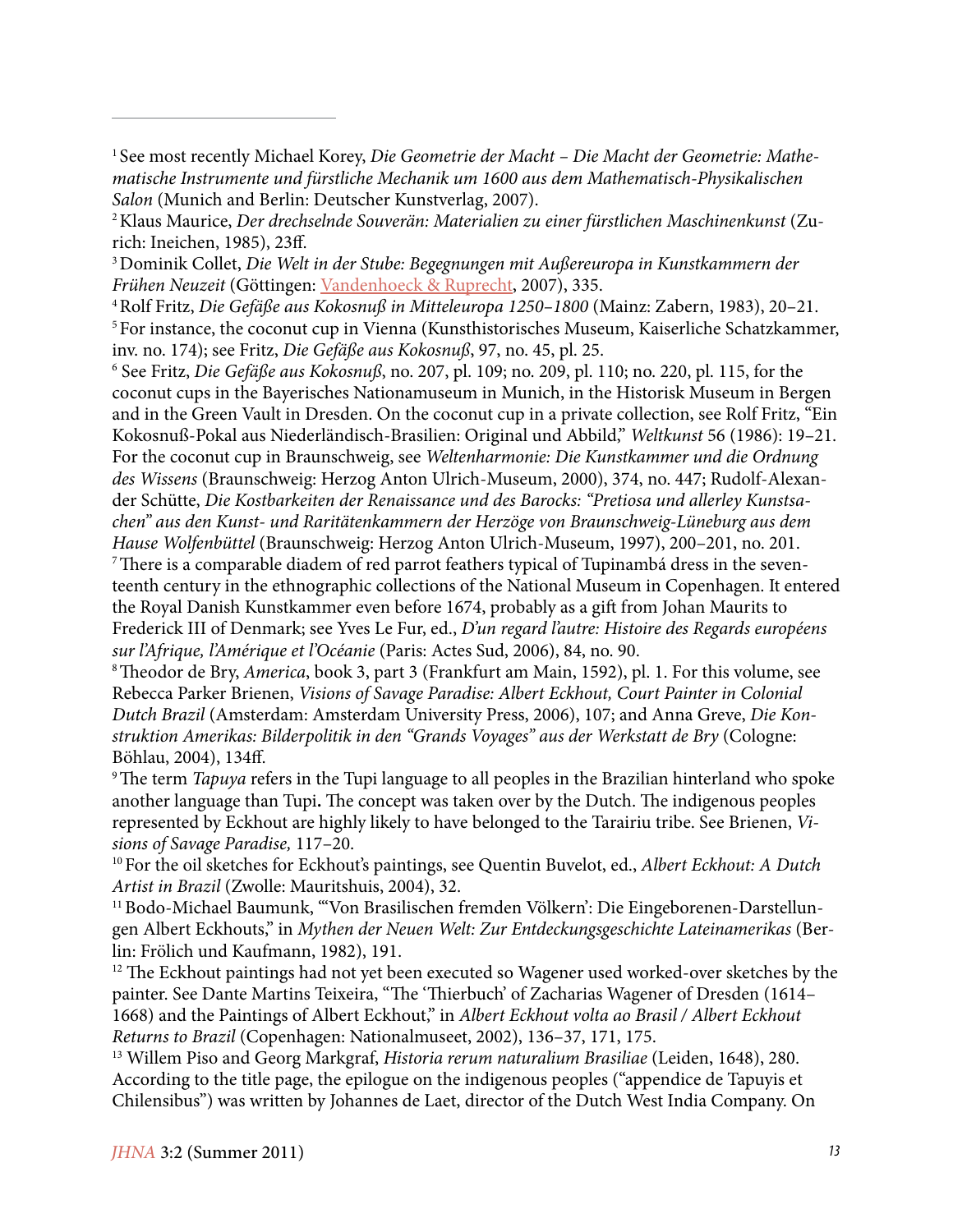[1] See most recently Michael Korey, *Die Geometrie der Macht – Die Macht der Geometrie: Mathematische Instrumente und fürstliche Mechanik um 1600 aus dem Mathematisch-Physikalischen Salon* (Munich and Berlin: Deutscher Kunstverlag, 2007).

[2] Klaus Maurice, *Der drechselnde Souverän: Materialien zu einer fürstlichen Maschinenkunst* (Zurich: Ineichen, 1985), 23ff.

[3] Dominik Collet, *Die Welt in der Stube: Begegnungen mit Außereuropa in Kunstkammern der Frühen Neuzeit* (Göttingen: Vandenhoeck & Ruprecht, 2007), 335.

[4] Rolf Fritz, *Die Gefäße aus Kokosnuß in Mitteleuropa 1250–1800* (Mainz: Zabern, 1983), 20–21.

[5] For instance, the coconut cup in Vienna (Kunsthistorisches Museum, Kaiserliche Schatzkammer, inv. no. 174); see Fritz, *Die Gefäße aus Kokosnuß*, 97, no. 45, pl. 25.

[6] See Fritz, *Die Gefäße aus Kokosnuß*, no. 207, pl. 109; no. 209, pl. 110; no. 220, pl. 115, for the coconut cups in the Bayerisches Nationamuseum in Munich, in the Historisk Museum in Bergen and in the Green Vault in Dresden. On the coconut cup in a private collection, see Rolf Fritz, "Ein Kokosnuß-Pokal aus Niederländisch-Brasilien: Original und Abbild," *Weltkunst* 56 (1986): 19–21. For the coconut cup in Braunschweig, see *Weltenharmonie: Die Kunstkammer und die Ordnung des Wissens* (Braunschweig: Herzog Anton Ulrich-Museum, 2000), 374, no. 447; Rudolf-Alexander Schütte, *Die Kostbarkeiten der Renaissance und des Barocks: "Pretiosa und allerley Kunstsachen" aus den Kunst- und Raritätenkammern der Herzöge von Braunschweig-Lüneburg aus dem Hause Wolfenbüttel* (Braunschweig: Herzog Anton Ulrich-Museum, 1997), 200–201, no. 201.

[7] There is a comparable diadem of red parrot feathers typical of Tupinambá dress in the seventeenth century in the ethnographic collections of the National Museum in Copenhagen. It entered the Royal Danish Kunstkammer even before 1674, probably as a gift from Johan Maurits to Frederick III of Denmark; see Yves Le Fur, ed., *D'un regard l'autre: Histoire des Regards européens sur l'Afrique, l'Amérique et l'Océanie* (Paris: Actes Sud, 2006), 84, no. 90.

[8] Theodor de Bry, *America*, book 3, part 3 (Frankfurt am Main, 1592), pl. 1. For this volume, see Rebecca Parker Brienen, *Visions of Savage Paradise: Albert Eckhout, Court Painter in Colonial Dutch Brazil* (Amsterdam: Amsterdam University Press, 2006), 107; and Anna Greve, *Die Konstruktion Amerikas: Bilderpolitik in den "Grands Voyages" aus der Werkstatt de Bry* (Cologne: Böhlau, 2004), 134ff.

[9] The term *Tapuya* refers in the Tupi language to all peoples in the Brazilian hinterland who spoke another language than Tupi**.** The concept was taken over by the Dutch. The indigenous peoples represented by Eckhout are highly likely to have belonged to the Tarairiu tribe. See Brienen, *Visions of Savage Paradise,* 117–20.

[10] For the oil sketches for Eckhout's paintings, see Quentin Buvelot, ed., *Albert Eckhout: A Dutch Artist in Brazil* (Zwolle: Mauritshuis, 2004), 32.

[11] Bodo-Michael Baumunk, "'Von Brasilischen fremden Völkern': Die Eingeborenen-Darstellungen Albert Eckhouts," in *Mythen der Neuen Welt: Zur Entdeckungsgeschichte Lateinamerikas* (Berlin: Frölich und Kaufmann, 1982), 191.

[12] The Eckhout paintings had not yet been executed so Wagener used worked-over sketches by the painter. See Dante Martins Teixeira, "The 'Thierbuch' of Zacharias Wagener of Dresden (1614–1668) and the Paintings of Albert Eckhout," in *Albert Eckhout volta ao Brasil / Albert Eckhout Returns to Brazil* (Copenhagen: Nationalmuseet, 2002), 136–37, 171, 175.

[13] Willem Piso and Georg Markgraf, *Historia rerum naturalium Brasiliae* (Leiden, 1648), 280. According to the title page, the epilogue on the indigenous peoples ("appendice de Tapuyis et Chilensibus") was written by Johannes de Laet, director of the Dutch West India Company. On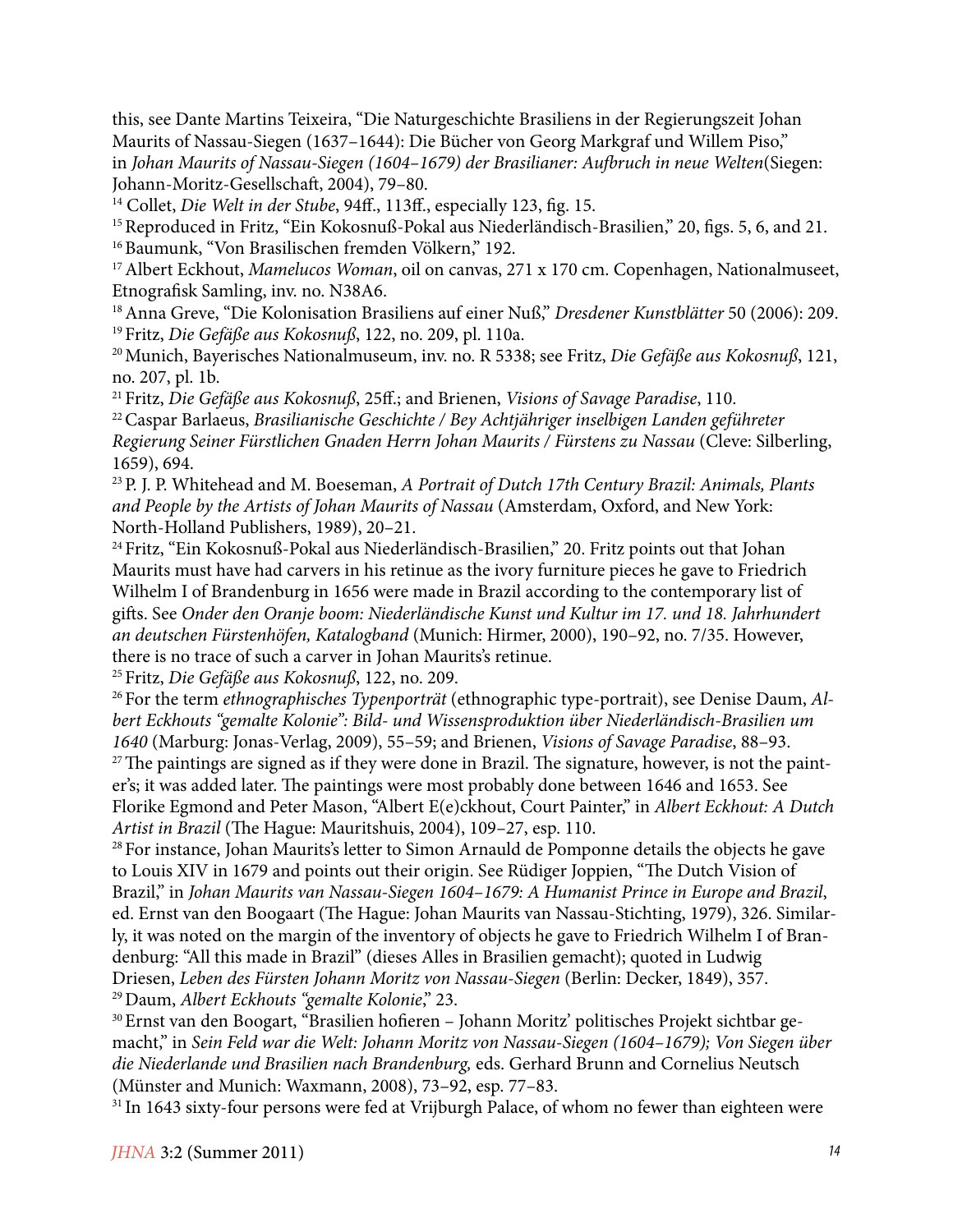this, see Dante Martins Teixeira, "Die Naturgeschichte Brasiliens in der Regierungszeit Johan Maurits of Nassau-Siegen (1637–1644): Die Bücher von Georg Markgraf und Willem Piso," in *Johan Maurits of Nassau-Siegen (1604–1679) der Brasilianer: Aufbruch in neue Welten*(Siegen: Johann-Moritz-Gesellschaft, 2004), 79–80.

[14] Collet, *Die Welt in der Stube*, 94ff., 113ff., especially 123, fig. 15.

[15] Reproduced in Fritz, "Ein Kokosnuß-Pokal aus Niederländisch-Brasilien," 20, figs. 5, 6, and 21.

[16] Baumunk, "Von Brasilischen fremden Völkern," 192.

[17] Albert Eckhout, *Mamelucos Woman*, oil on canvas, 271 x 170 cm. Copenhagen, Nationalmuseet, Etnografisk Samling, inv. no. N38A6.

[18] Anna Greve, "Die Kolonisation Brasiliens auf einer Nuß," *Dresdener Kunstblätter* 50 (2006): 209.

[19] Fritz, *Die Gefäße aus Kokosnuß*, 122, no. 209, pl. 110a.

[20] Munich, Bayerisches Nationalmuseum, inv. no. R 5338; see Fritz, *Die Gefäße aus Kokosnuß*, 121, no. 207, pl. 1b.

[21] Fritz, *Die Gefäße aus Kokosnuß*, 25ff.; and Brienen, *Visions of Savage Paradise*, 110.

[22] Caspar Barlaeus, *Brasilianische Geschichte / Bey Achtjähriger inselbigen Landen geführeter Regierung Seiner Fürstlichen Gnaden Herrn Johan Maurits / Fürstens zu Nassau* (Cleve: Silberling, 1659), 694.

[23] P. J. P. Whitehead and M. Boeseman, *A Portrait of Dutch 17th Century Brazil: Animals, Plants and People by the Artists of Johan Maurits of Nassau* (Amsterdam, Oxford, and New York: North-Holland Publishers, 1989), 20–21.

[24] Fritz, "Ein Kokosnuß-Pokal aus Niederländisch-Brasilien," 20. Fritz points out that Johan Maurits must have had carvers in his retinue as the ivory furniture pieces he gave to Friedrich Wilhelm I of Brandenburg in 1656 were made in Brazil according to the contemporary list of gifts. See *Onder den Oranje boom: Niederländische Kunst und Kultur im 17. und 18. Jahrhundert an deutschen Fürstenhöfen, Katalogband* (Munich: Hirmer, 2000), 190–92, no. 7/35. However, there is no trace of such a carver in Johan Maurits's retinue.

[25] Fritz, *Die Gefäße aus Kokosnuß*, 122, no. 209.

[26] For the term *ethnographisches Typenporträt* (ethnographic type-portrait), see Denise Daum, *Albert Eckhouts "gemalte Kolonie": Bild- und Wissensproduktion über Niederländisch-Brasilien um 1640* (Marburg: Jonas-Verlag, 2009), 55–59; and Brienen, *Visions of Savage Paradise*, 88–93.

[27] The paintings are signed as if they were done in Brazil. The signature, however, is not the painter's; it was added later. The paintings were most probably done between 1646 and 1653. See Florike Egmond and Peter Mason, "Albert E(e)ckhout, Court Painter," in *Albert Eckhout: A Dutch Artist in Brazil* (The Hague: Mauritshuis, 2004), 109–27, esp. 110.

[28] For instance, Johan Maurits's letter to Simon Arnauld de Pomponne details the objects he gave to Louis XIV in 1679 and points out their origin. See Rüdiger Joppien, "The Dutch Vision of Brazil," in *Johan Maurits van Nassau-Siegen 1604–1679: A Humanist Prince in Europe and Brazil*, ed. Ernst van den Boogaart (The Hague: Johan Maurits van Nassau-Stichting, 1979), 326. Similarly, it was noted on the margin of the inventory of objects he gave to Friedrich Wilhelm I of Brandenburg: "All this made in Brazil" (dieses Alles in Brasilien gemacht); quoted in Ludwig Driesen, *Leben des Fürsten Johann Moritz von Nassau-Siegen* (Berlin: Decker, 1849), 357.

[29] Daum, *Albert Eckhouts "gemalte Kolonie*," 23.

[30] Ernst van den Boogart, "Brasilien hofieren – Johann Moritz' politisches Projekt sichtbar gemacht," in *Sein Feld war die Welt: Johann Moritz von Nassau-Siegen (1604–1679); Von Siegen über die Niederlande und Brasilien nach Brandenburg,* eds. Gerhard Brunn and Cornelius Neutsch (Münster and Munich: Waxmann, 2008), 73–92, esp. 77–83.

[31] In 1643 sixty-four persons were fed at Vrijburgh Palace, of whom no fewer than eighteen were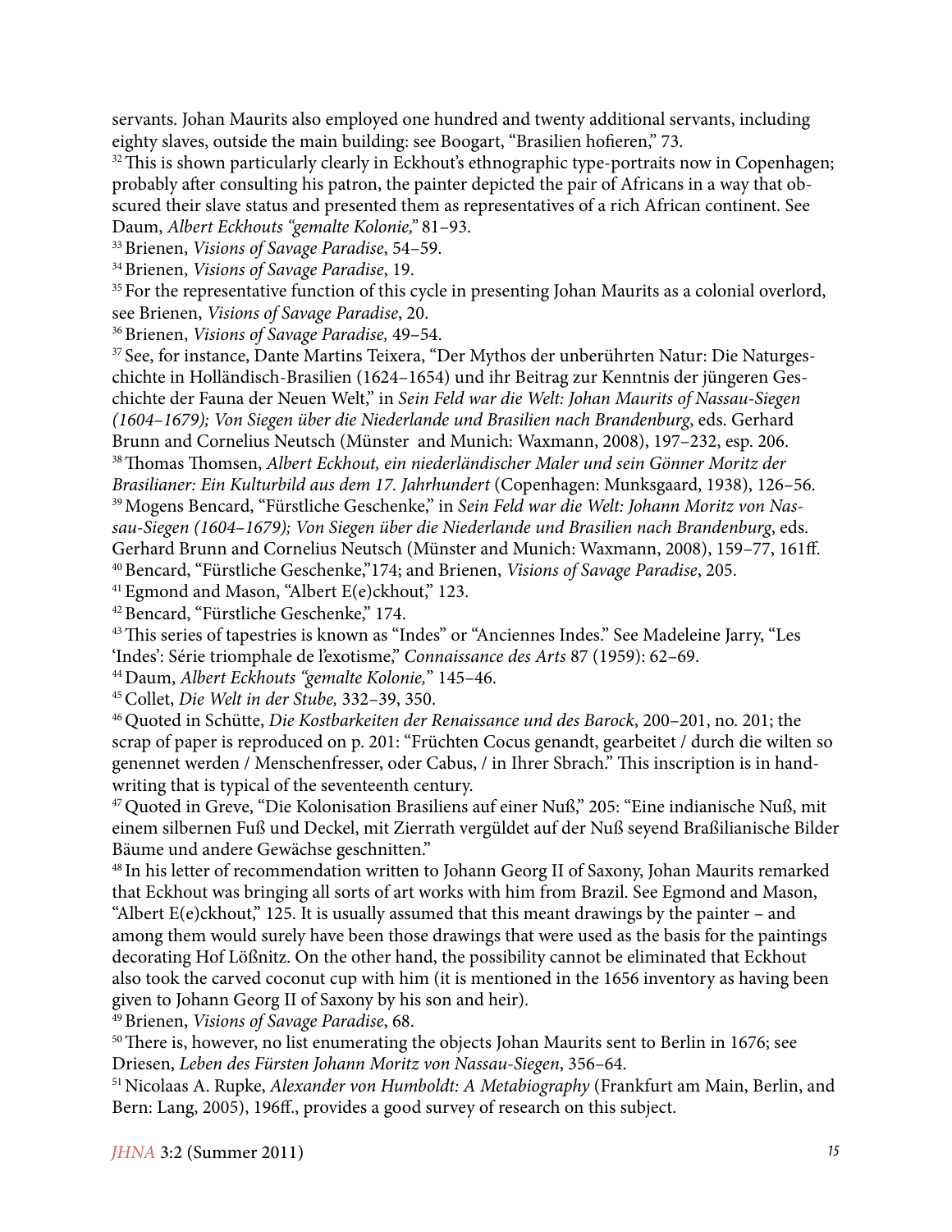servants. Johan Maurits also employed one hundred and twenty additional servants, including eighty slaves, outside the main building: see Boogart, "Brasilien hofieren," 73.

[32] This is shown particularly clearly in Eckhout's ethnographic type-portraits now in Copenhagen; probably after consulting his patron, the painter depicted the pair of Africans in a way that obscured their slave status and presented them as representatives of a rich African continent. See Daum, *Albert Eckhouts "gemalte Kolonie,"* 81–93.

[33] Brienen, *Visions of Savage Paradise*, 54–59.

[34] Brienen, *Visions of Savage Paradise*, 19.

[35] For the representative function of this cycle in presenting Johan Maurits as a colonial overlord, see Brienen, *Visions of Savage Paradise*, 20.

[36] Brienen, *Visions of Savage Paradise,* 49–54.

[37] See, for instance, Dante Martins Teixera, "Der Mythos der unberührten Natur: Die Naturgeschichte in Holländisch-Brasilien (1624–1654) und ihr Beitrag zur Kenntnis der jüngeren Geschichte der Fauna der Neuen Welt," in *Sein Feld war die Welt: Johan Maurits of Nassau-Siegen (1604–1679); Von Siegen über die Niederlande und Brasilien nach Brandenburg*, eds. Gerhard Brunn and Cornelius Neutsch (Münster and Munich: Waxmann, 2008), 197–232, esp. 206.

[38] Thomas Thomsen, *Albert Eckhout, ein niederländischer Maler und sein Gönner Moritz der Brasilianer: Ein Kulturbild aus dem 17. Jahrhundert* (Copenhagen: Munksgaard, 1938), 126–56.

[39] Mogens Bencard, "Fürstliche Geschenke," in *Sein Feld war die Welt: Johann Moritz von Nassau-Siegen (1604–1679); Von Siegen über die Niederlande und Brasilien nach Brandenburg*, eds. Gerhard Brunn and Cornelius Neutsch (Münster and Munich: Waxmann, 2008), 159–77, 161ff.

[40] Bencard, "Fürstliche Geschenke,"174; and Brienen, *Visions of Savage Paradise*, 205.

[41] Egmond and Mason, "Albert E(e)ckhout," 123.

[42] Bencard, "Fürstliche Geschenke," 174.

[43] This series of tapestries is known as "Indes" or "Anciennes Indes." See Madeleine Jarry, "Les 'Indes': Série triomphale de l'exotisme," *Connaissance des Arts* 87 (1959): 62–69.

[44] Daum, *Albert Eckhouts "gemalte Kolonie,"* 145–46.

[45] Collet, *Die Welt in der Stube,* 332–39, 350.

[46] Quoted in Schütte, *Die Kostbarkeiten der Renaissance und des Barock*, 200–201, no. 201; the scrap of paper is reproduced on p. 201: "Früchten Cocus genandt, gearbeitet / durch die wilten so genennet werden / Menschenfresser, oder Cabus, / in Ihrer Sbrach." This inscription is in handwriting that is typical of the seventeenth century.

[47] Quoted in Greve, "Die Kolonisation Brasiliens auf einer Nuß," 205: "Eine indianische Nuß, mit einem silbernen Fuß und Deckel, mit Zierrath vergüldet auf der Nuß seyend Braßilianische Bilder Bäume und andere Gewächse geschnitten."

[48] In his letter of recommendation written to Johann Georg II of Saxony, Johan Maurits remarked that Eckhout was bringing all sorts of art works with him from Brazil. See Egmond and Mason, "Albert E(e)ckhout," 125. It is usually assumed that this meant drawings by the painter – and among them would surely have been those drawings that were used as the basis for the paintings decorating Hof Lößnitz. On the other hand, the possibility cannot be eliminated that Eckhout also took the carved coconut cup with him (it is mentioned in the 1656 inventory as having been given to Johann Georg II of Saxony by his son and heir).

[49] Brienen, *Visions of Savage Paradise*, 68.

[50] There is, however, no list enumerating the objects Johan Maurits sent to Berlin in 1676; see Driesen, *Leben des Fürsten Johann Moritz von Nassau-Siegen*, 356–64.

[51] Nicolaas A. Rupke, *Alexander von Humboldt: A Metabiography* (Frankfurt am Main, Berlin, and Bern: Lang, 2005), 196ff., provides a good survey of research on this subject.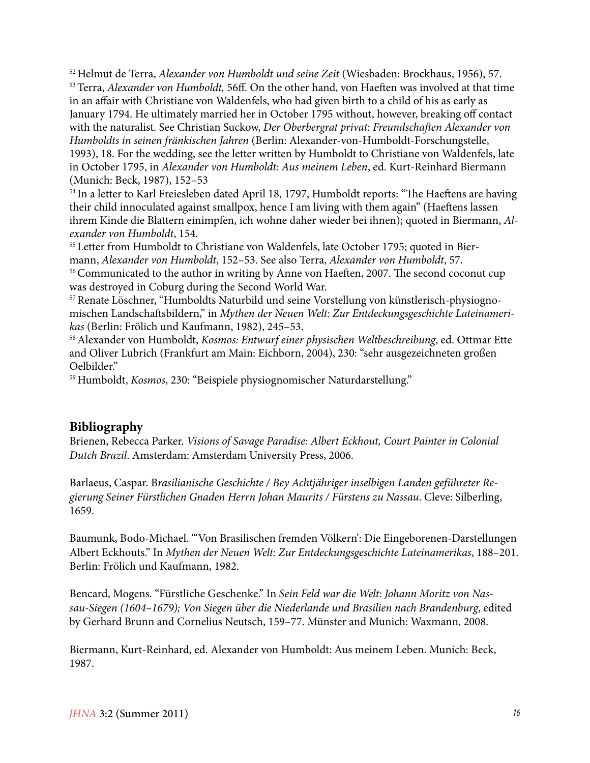[52] Helmut de Terra, *Alexander von Humboldt und seine Zeit* (Wiesbaden: Brockhaus, 1956), 57.
[53] Terra, *Alexander von Humboldt,* 56ff. On the other hand, von Haeften was involved at that time in an affair with Christiane von Waldenfels, who had given birth to a child of his as early as January 1794. He ultimately married her in October 1795 without, however, breaking off contact with the naturalist. See Christian Suckow, *Der Oberbergrat privat: Freundschaften Alexander von Humboldts in seinen fränkischen Jahren* (Berlin: Alexander-von-Humboldt-Forschungstelle, 1993), 18. For the wedding, see the letter written by Humboldt to Christiane von Waldenfels, late in October 1795, in *Alexander von Humboldt: Aus meinem Leben*, ed. Kurt-Reinhard Biermann (Munich: Beck, 1987), 152–53
[54] In a letter to Karl Freiesleben dated April 18, 1797, Humboldt reports: "The Haeftens are having their child innoculated against smallpox, hence I am living with them again" (Haeftens lassen ihrem Kinde die Blattern einimpfen, ich wohne daher wieder bei ihnen); quoted in Biermann, *Alexander von Humboldt*, 154.
[55] Letter from Humboldt to Christiane von Waldenfels, late October 1795; quoted in Biermann, *Alexander von Humboldt*, 152–53. See also Terra, *Alexander von Humboldt*, 57.
[56] Communicated to the author in writing by Anne von Haeften, 2007. The second coconut cup was destroyed in Coburg during the Second World War.
[57] Renate Löschner, "Humboldts Naturbild und seine Vorstellung von künstlerisch-physiognomischen Landschaftsbildern," in *Mythen der Neuen Welt: Zur Entdeckungsgeschichte Lateinamerikas* (Berlin: Frölich und Kaufmann, 1982), 245–53.
[58] Alexander von Humboldt, *Kosmos: Entwurf einer physischen Weltbeschreibung*, ed. Ottmar Ette and Oliver Lubrich (Frankfurt am Main: Eichborn, 2004), 230: "sehr ausgezeichneten großen Oelbilder."
[59] Humboldt, *Kosmos*, 230: "Beispiele physiognomischer Naturdarstellung."

## Bibliography

Brienen, Rebecca Parker. *Visions of Savage Paradise: Albert Eckhout, Court Painter in Colonial Dutch Brazil*. Amsterdam: Amsterdam University Press, 2006.

Barlaeus, Caspar. *Brasilianische Geschichte / Bey Achtjähriger inselbigen Landen geführeter Regierung Seiner Fürstlichen Gnaden Herrn Johan Maurits / Fürstens zu Nassau*. Cleve: Silberling, 1659.

Baumunk, Bodo-Michael. "'Von Brasilischen fremden Völkern': Die Eingeborenen-Darstellungen Albert Eckhouts." In *Mythen der Neuen Welt: Zur Entdeckungsgeschichte Lateinamerikas*, 188–201. Berlin: Frölich und Kaufmann, 1982.

Bencard, Mogens. "Fürstliche Geschenke." In *Sein Feld war die Welt: Johann Moritz von Nassau-Siegen (1604–1679); Von Siegen über die Niederlande und Brasilien nach Brandenburg*, edited by Gerhard Brunn and Cornelius Neutsch, 159–77. Münster and Munich: Waxmann, 2008.

Biermann, Kurt-Reinhard, ed. Alexander von Humboldt: Aus meinem Leben. Munich: Beck, 1987.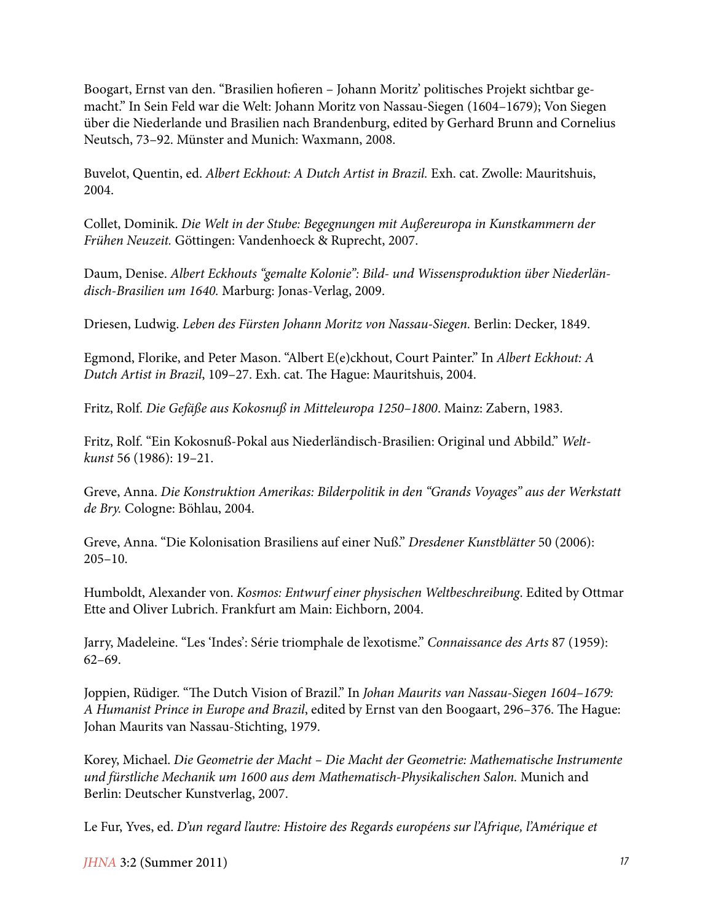Boogart, Ernst van den. "Brasilien hofieren – Johann Moritz' politisches Projekt sichtbar gemacht." In Sein Feld war die Welt: Johann Moritz von Nassau-Siegen (1604–1679); Von Siegen über die Niederlande und Brasilien nach Brandenburg, edited by Gerhard Brunn and Cornelius Neutsch, 73–92. Münster and Munich: Waxmann, 2008.

Buvelot, Quentin, ed. *Albert Eckhout: A Dutch Artist in Brazil.* Exh. cat. Zwolle: Mauritshuis, 2004.

Collet, Dominik. *Die Welt in der Stube: Begegnungen mit Außereuropa in Kunstkammern der Frühen Neuzeit.* Göttingen: Vandenhoeck & Ruprecht, 2007.

Daum, Denise. *Albert Eckhouts "gemalte Kolonie": Bild- und Wissensproduktion über Niederländisch-Brasilien um 1640.* Marburg: Jonas-Verlag, 2009.

Driesen, Ludwig. *Leben des Fürsten Johann Moritz von Nassau-Siegen.* Berlin: Decker, 1849.

Egmond, Florike, and Peter Mason. "Albert E(e)ckhout, Court Painter." In *Albert Eckhout: A Dutch Artist in Brazil*, 109–27. Exh. cat. The Hague: Mauritshuis, 2004.

Fritz, Rolf. *Die Gefäße aus Kokosnuß in Mitteleuropa 1250–1800*. Mainz: Zabern, 1983.

Fritz, Rolf. "Ein Kokosnuß-Pokal aus Niederländisch-Brasilien: Original und Abbild." *Weltkunst* 56 (1986): 19–21.

Greve, Anna. *Die Konstruktion Amerikas: Bilderpolitik in den "Grands Voyages" aus der Werkstatt de Bry.* Cologne: Böhlau, 2004.

Greve, Anna. "Die Kolonisation Brasiliens auf einer Nuß." *Dresdener Kunstblätter* 50 (2006): 205–10.

Humboldt, Alexander von. *Kosmos: Entwurf einer physischen Weltbeschreibung*. Edited by Ottmar Ette and Oliver Lubrich. Frankfurt am Main: Eichborn, 2004.

Jarry, Madeleine. "Les 'Indes': Série triomphale de l'exotisme." *Connaissance des Arts* 87 (1959): 62–69.

Joppien, Rüdiger. "The Dutch Vision of Brazil." In *Johan Maurits van Nassau-Siegen 1604–1679: A Humanist Prince in Europe and Brazil*, edited by Ernst van den Boogaart, 296–376. The Hague: Johan Maurits van Nassau-Stichting, 1979.

Korey, Michael. *Die Geometrie der Macht – Die Macht der Geometrie: Mathematische Instrumente und fürstliche Mechanik um 1600 aus dem Mathematisch-Physikalischen Salon.* Munich and Berlin: Deutscher Kunstverlag, 2007.

Le Fur, Yves, ed. *D'un regard l'autre: Histoire des Regards européens sur l'Afrique, l'Amérique et*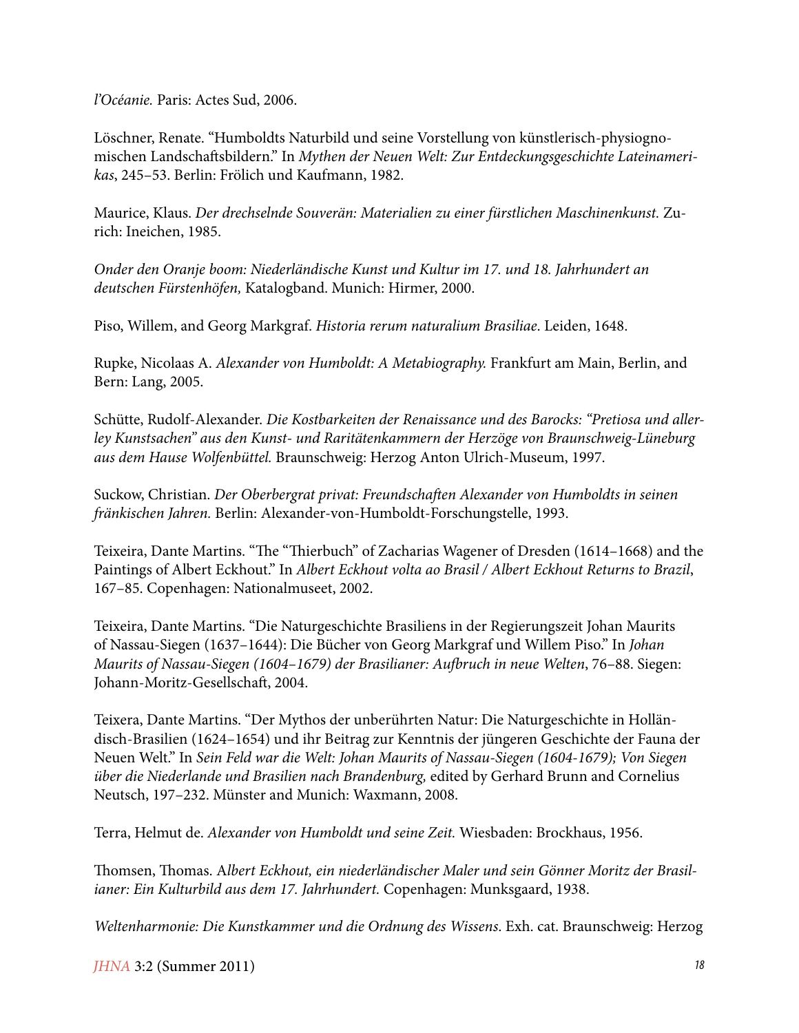*l'Océanie.* Paris: Actes Sud, 2006.

Löschner, Renate. "Humboldts Naturbild und seine Vorstellung von künstlerisch-physiognomischen Landschaftsbildern." In *Mythen der Neuen Welt: Zur Entdeckungsgeschichte Lateinamerikas*, 245–53. Berlin: Frölich und Kaufmann, 1982.

Maurice, Klaus. *Der drechselnde Souverän: Materialien zu einer fürstlichen Maschinenkunst.* Zurich: Ineichen, 1985.

*Onder den Oranje boom: Niederländische Kunst und Kultur im 17. und 18. Jahrhundert an deutschen Fürstenhöfen,* Katalogband. Munich: Hirmer, 2000.

Piso, Willem, and Georg Markgraf. *Historia rerum naturalium Brasiliae*. Leiden, 1648.

Rupke, Nicolaas A. *Alexander von Humboldt: A Metabiography.* Frankfurt am Main, Berlin, and Bern: Lang, 2005.

Schütte, Rudolf-Alexander. *Die Kostbarkeiten der Renaissance und des Barocks: "Pretiosa und allerley Kunstsachen" aus den Kunst- und Raritätenkammern der Herzöge von Braunschweig-Lüneburg aus dem Hause Wolfenbüttel.* Braunschweig: Herzog Anton Ulrich-Museum, 1997.

Suckow, Christian. *Der Oberbergrat privat: Freundschaften Alexander von Humboldts in seinen fränkischen Jahren.* Berlin: Alexander-von-Humboldt-Forschungstelle, 1993.

Teixeira, Dante Martins. "The "Thierbuch" of Zacharias Wagener of Dresden (1614–1668) and the Paintings of Albert Eckhout." In *Albert Eckhout volta ao Brasil / Albert Eckhout Returns to Brazil*, 167–85. Copenhagen: Nationalmuseet, 2002.

Teixeira, Dante Martins. "Die Naturgeschichte Brasiliens in der Regierungszeit Johan Maurits of Nassau-Siegen (1637–1644): Die Bücher von Georg Markgraf und Willem Piso." In *Johan Maurits of Nassau-Siegen (1604–1679) der Brasilianer: Aufbruch in neue Welten*, 76–88. Siegen: Johann-Moritz-Gesellschaft, 2004.

Teixera, Dante Martins. "Der Mythos der unberührten Natur: Die Naturgeschichte in Holländisch-Brasilien (1624–1654) und ihr Beitrag zur Kenntnis der jüngeren Geschichte der Fauna der Neuen Welt." In *Sein Feld war die Welt: Johan Maurits of Nassau-Siegen (1604-1679); Von Siegen über die Niederlande und Brasilien nach Brandenburg,* edited by Gerhard Brunn and Cornelius Neutsch, 197–232. Münster and Munich: Waxmann, 2008.

Terra, Helmut de. *Alexander von Humboldt und seine Zeit.* Wiesbaden: Brockhaus, 1956.

Thomsen, Thomas. *Albert Eckhout, ein niederländischer Maler und sein Gönner Moritz der Brasilianer: Ein Kulturbild aus dem 17. Jahrhundert.* Copenhagen: Munksgaard, 1938.

*Weltenharmonie: Die Kunstkammer und die Ordnung des Wissens*. Exh. cat. Braunschweig: Herzog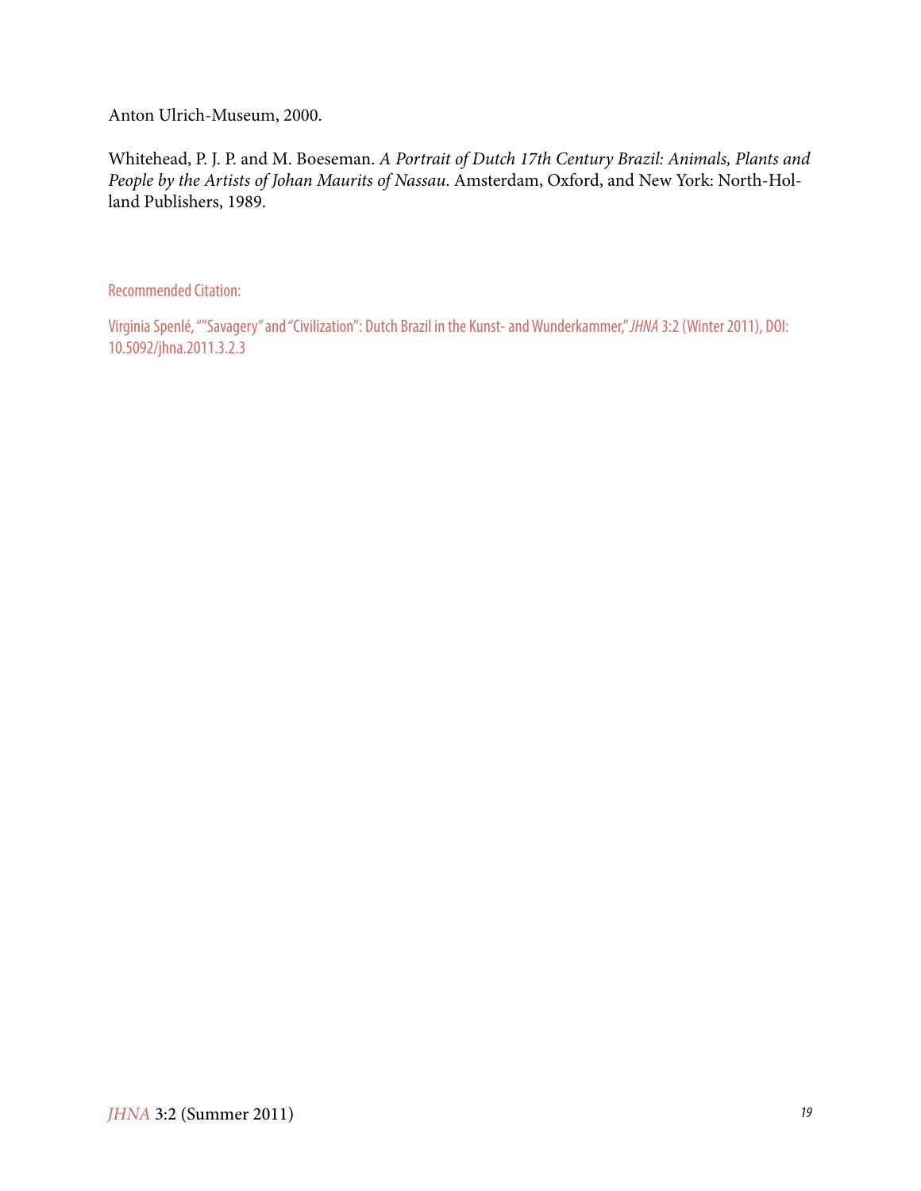Anton Ulrich-Museum, 2000.

Whitehead, P. J. P. and M. Boeseman. *A Portrait of Dutch 17th Century Brazil: Animals, Plants and People by the Artists of Johan Maurits of Nassau*. Amsterdam, Oxford, and New York: North-Holland Publishers, 1989.

Recommended Citation:

Virginia Spenlé, ""Savagery" and "Civilization": Dutch Brazil in the Kunst- and Wunderkammer," *JHNA* 3:2 (Winter 2011), DOI: 10.5092/jhna.2011.3.2.3